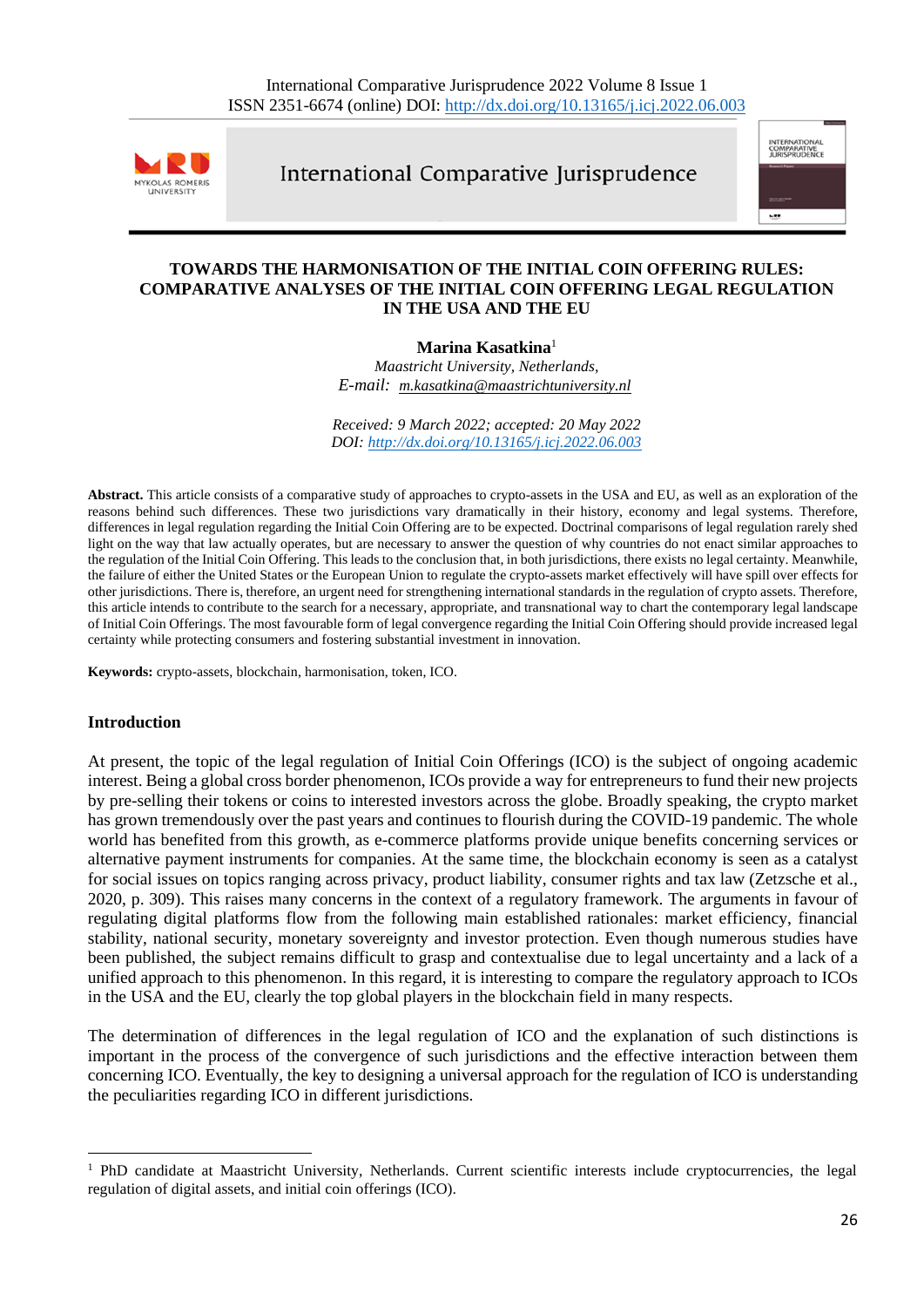# TOWARDS THE HARMONISATION OF THE INITIAL COIN OFFERING RULES: COMPARATIVE ANALYSES OF THE INITIAL COIN OFFERING LEGAL REGULATION IN THE USA AND THE EU

**Marina Kasatkina**[1]

*Maastricht University, Netherlands,*
*E-mail: m.kasatkina@maastrichtuniversity.nl*

*Received: 9 March 2022; accepted: 20 May 2022*
*DOI: http://dx.doi.org/10.13165/j.icj.2022.06.003*

**Abstract.** This article consists of a comparative study of approaches to crypto-assets in the USA and EU, as well as an exploration of the reasons behind such differences. These two jurisdictions vary dramatically in their history, economy and legal systems. Therefore, differences in legal regulation regarding the Initial Coin Offering are to be expected. Doctrinal comparisons of legal regulation rarely shed light on the way that law actually operates, but are necessary to answer the question of why countries do not enact similar approaches to the regulation of the Initial Coin Offering. This leads to the conclusion that, in both jurisdictions, there exists no legal certainty. Meanwhile, the failure of either the United States or the European Union to regulate the crypto-assets market effectively will have spill over effects for other jurisdictions. There is, therefore, an urgent need for strengthening international standards in the regulation of crypto assets. Therefore, this article intends to contribute to the search for a necessary, appropriate, and transnational way to chart the contemporary legal landscape of Initial Coin Offerings. The most favourable form of legal convergence regarding the Initial Coin Offering should provide increased legal certainty while protecting consumers and fostering substantial investment in innovation.

**Keywords:** crypto-assets, blockchain, harmonisation, token, ICO.

## Introduction

At present, the topic of the legal regulation of Initial Coin Offerings (ICO) is the subject of ongoing academic interest. Being a global cross border phenomenon, ICOs provide a way for entrepreneurs to fund their new projects by pre-selling their tokens or coins to interested investors across the globe. Broadly speaking, the crypto market has grown tremendously over the past years and continues to flourish during the COVID-19 pandemic. The whole world has benefited from this growth, as e-commerce platforms provide unique benefits concerning services or alternative payment instruments for companies. At the same time, the blockchain economy is seen as a catalyst for social issues on topics ranging across privacy, product liability, consumer rights and tax law (Zetzsche et al., 2020, p. 309). This raises many concerns in the context of a regulatory framework. The arguments in favour of regulating digital platforms flow from the following main established rationales: market efficiency, financial stability, national security, monetary sovereignty and investor protection. Even though numerous studies have been published, the subject remains difficult to grasp and contextualise due to legal uncertainty and a lack of a unified approach to this phenomenon. In this regard, it is interesting to compare the regulatory approach to ICOs in the USA and the EU, clearly the top global players in the blockchain field in many respects.

The determination of differences in the legal regulation of ICO and the explanation of such distinctions is important in the process of the convergence of such jurisdictions and the effective interaction between them concerning ICO. Eventually, the key to designing a universal approach for the regulation of ICO is understanding the peculiarities regarding ICO in different jurisdictions.

[1] PhD candidate at Maastricht University, Netherlands. Current scientific interests include cryptocurrencies, the legal regulation of digital assets, and initial coin offerings (ICO).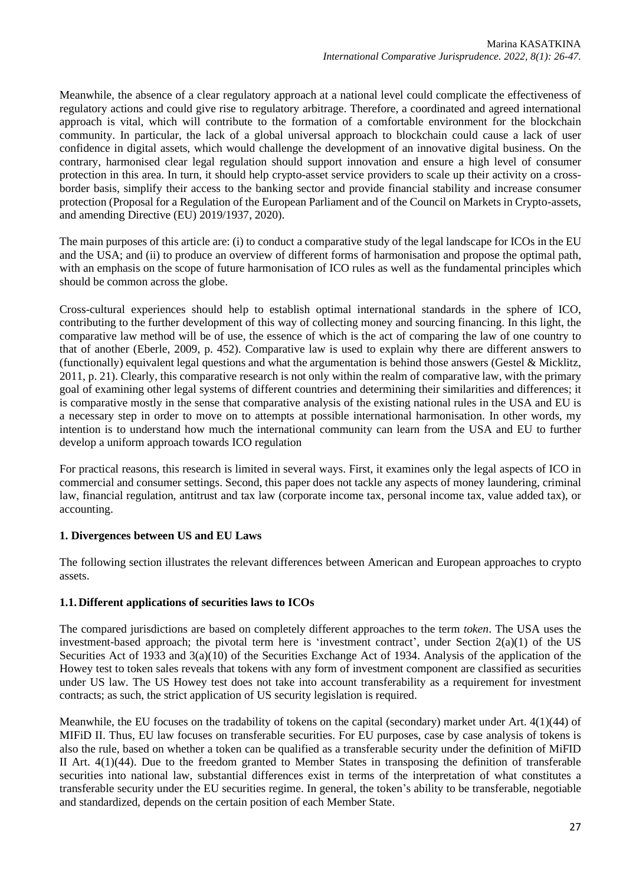Meanwhile, the absence of a clear regulatory approach at a national level could complicate the effectiveness of regulatory actions and could give rise to regulatory arbitrage. Therefore, a coordinated and agreed international approach is vital, which will contribute to the formation of a comfortable environment for the blockchain community. In particular, the lack of a global universal approach to blockchain could cause a lack of user confidence in digital assets, which would challenge the development of an innovative digital business. On the contrary, harmonised clear legal regulation should support innovation and ensure a high level of consumer protection in this area. In turn, it should help crypto-asset service providers to scale up their activity on a cross-border basis, simplify their access to the banking sector and provide financial stability and increase consumer protection (Proposal for a Regulation of the European Parliament and of the Council on Markets in Crypto-assets, and amending Directive (EU) 2019/1937, 2020).

The main purposes of this article are: (i) to conduct a comparative study of the legal landscape for ICOs in the EU and the USA; and (ii) to produce an overview of different forms of harmonisation and propose the optimal path, with an emphasis on the scope of future harmonisation of ICO rules as well as the fundamental principles which should be common across the globe.

Cross-cultural experiences should help to establish optimal international standards in the sphere of ICO, contributing to the further development of this way of collecting money and sourcing financing. In this light, the comparative law method will be of use, the essence of which is the act of comparing the law of one country to that of another (Eberle, 2009, p. 452). Comparative law is used to explain why there are different answers to (functionally) equivalent legal questions and what the argumentation is behind those answers (Gestel & Micklitz, 2011, p. 21). Clearly, this comparative research is not only within the realm of comparative law, with the primary goal of examining other legal systems of different countries and determining their similarities and differences; it is comparative mostly in the sense that comparative analysis of the existing national rules in the USA and EU is a necessary step in order to move on to attempts at possible international harmonisation. In other words, my intention is to understand how much the international community can learn from the USA and EU to further develop a uniform approach towards ICO regulation

For practical reasons, this research is limited in several ways. First, it examines only the legal aspects of ICO in commercial and consumer settings. Second, this paper does not tackle any aspects of money laundering, criminal law, financial regulation, antitrust and tax law (corporate income tax, personal income tax, value added tax), or accounting.

## 1. Divergences between US and EU Laws

The following section illustrates the relevant differences between American and European approaches to crypto assets.

### 1.1. Different applications of securities laws to ICOs

The compared jurisdictions are based on completely different approaches to the term *token*. The USA uses the investment-based approach; the pivotal term here is 'investment contract', under Section 2(a)(1) of the US Securities Act of 1933 and 3(a)(10) of the Securities Exchange Act of 1934. Analysis of the application of the Howey test to token sales reveals that tokens with any form of investment component are classified as securities under US law. The US Howey test does not take into account transferability as a requirement for investment contracts; as such, the strict application of US security legislation is required.

Meanwhile, the EU focuses on the tradability of tokens on the capital (secondary) market under Art. 4(1)(44) of MiFID II. Thus, EU law focuses on transferable securities. For EU purposes, case by case analysis of tokens is also the rule, based on whether a token can be qualified as a transferable security under the definition of MiFID II Art. 4(1)(44). Due to the freedom granted to Member States in transposing the definition of transferable securities into national law, substantial differences exist in terms of the interpretation of what constitutes a transferable security under the EU securities regime. In general, the token's ability to be transferable, negotiable and standardized, depends on the certain position of each Member State.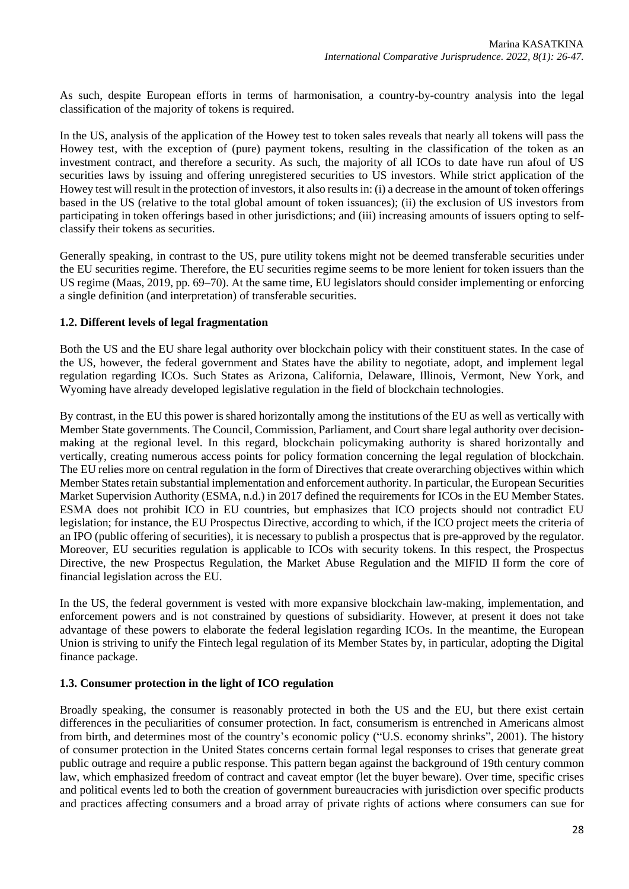As such, despite European efforts in terms of harmonisation, a country-by-country analysis into the legal classification of the majority of tokens is required.

In the US, analysis of the application of the Howey test to token sales reveals that nearly all tokens will pass the Howey test, with the exception of (pure) payment tokens, resulting in the classification of the token as an investment contract, and therefore a security. As such, the majority of all ICOs to date have run afoul of US securities laws by issuing and offering unregistered securities to US investors. While strict application of the Howey test will result in the protection of investors, it also results in: (i) a decrease in the amount of token offerings based in the US (relative to the total global amount of token issuances); (ii) the exclusion of US investors from participating in token offerings based in other jurisdictions; and (iii) increasing amounts of issuers opting to self-classify their tokens as securities.

Generally speaking, in contrast to the US, pure utility tokens might not be deemed transferable securities under the EU securities regime. Therefore, the EU securities regime seems to be more lenient for token issuers than the US regime (Maas, 2019, pp. 69–70). At the same time, EU legislators should consider implementing or enforcing a single definition (and interpretation) of transferable securities.

### 1.2. Different levels of legal fragmentation

Both the US and the EU share legal authority over blockchain policy with their constituent states. In the case of the US, however, the federal government and States have the ability to negotiate, adopt, and implement legal regulation regarding ICOs. Such States as Arizona, California, Delaware, Illinois, Vermont, New York, and Wyoming have already developed legislative regulation in the field of blockchain technologies.

By contrast, in the EU this power is shared horizontally among the institutions of the EU as well as vertically with Member State governments. The Council, Commission, Parliament, and Court share legal authority over decision-making at the regional level. In this regard, blockchain policymaking authority is shared horizontally and vertically, creating numerous access points for policy formation concerning the legal regulation of blockchain. The EU relies more on central regulation in the form of Directives that create overarching objectives within which Member States retain substantial implementation and enforcement authority. In particular, the European Securities Market Supervision Authority (ESMA, n.d.) in 2017 defined the requirements for ICOs in the EU Member States. ESMA does not prohibit ICO in EU countries, but emphasizes that ICO projects should not contradict EU legislation; for instance, the EU Prospectus Directive, according to which, if the ICO project meets the criteria of an IPO (public offering of securities), it is necessary to publish a prospectus that is pre-approved by the regulator. Moreover, EU securities regulation is applicable to ICOs with security tokens. In this respect, the Prospectus Directive, the new Prospectus Regulation, the Market Abuse Regulation and the MIFID II form the core of financial legislation across the EU.

In the US, the federal government is vested with more expansive blockchain law-making, implementation, and enforcement powers and is not constrained by questions of subsidiarity. However, at present it does not take advantage of these powers to elaborate the federal legislation regarding ICOs. In the meantime, the European Union is striving to unify the Fintech legal regulation of its Member States by, in particular, adopting the Digital finance package.

### 1.3. Consumer protection in the light of ICO regulation

Broadly speaking, the consumer is reasonably protected in both the US and the EU, but there exist certain differences in the peculiarities of consumer protection. In fact, consumerism is entrenched in Americans almost from birth, and determines most of the country's economic policy ("U.S. economy shrinks", 2001). The history of consumer protection in the United States concerns certain formal legal responses to crises that generate great public outrage and require a public response. This pattern began against the background of 19th century common law, which emphasized freedom of contract and caveat emptor (let the buyer beware). Over time, specific crises and political events led to both the creation of government bureaucracies with jurisdiction over specific products and practices affecting consumers and a broad array of private rights of actions where consumers can sue for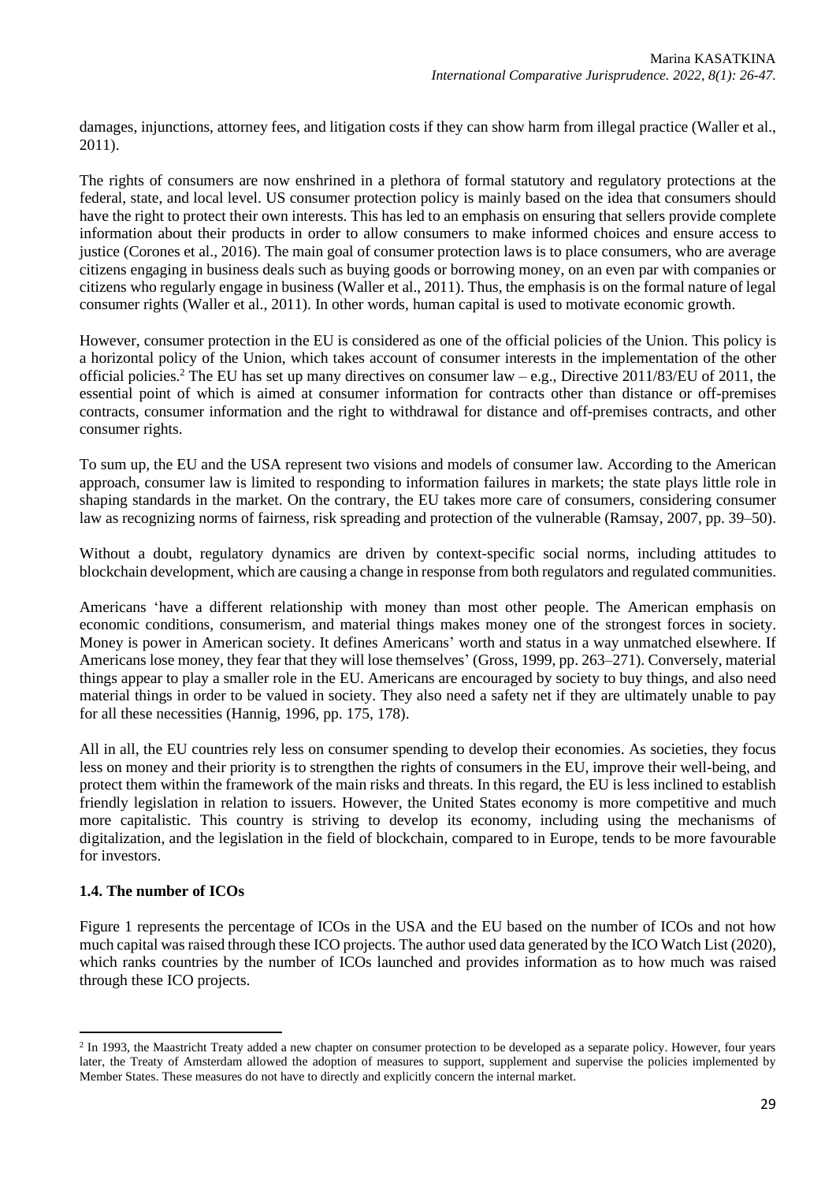damages, injunctions, attorney fees, and litigation costs if they can show harm from illegal practice (Waller et al., 2011).

The rights of consumers are now enshrined in a plethora of formal statutory and regulatory protections at the federal, state, and local level. US consumer protection policy is mainly based on the idea that consumers should have the right to protect their own interests. This has led to an emphasis on ensuring that sellers provide complete information about their products in order to allow consumers to make informed choices and ensure access to justice (Corones et al., 2016). The main goal of consumer protection laws is to place consumers, who are average citizens engaging in business deals such as buying goods or borrowing money, on an even par with companies or citizens who regularly engage in business (Waller et al., 2011). Thus, the emphasis is on the formal nature of legal consumer rights (Waller et al., 2011). In other words, human capital is used to motivate economic growth.

However, consumer protection in the EU is considered as one of the official policies of the Union. This policy is a horizontal policy of the Union, which takes account of consumer interests in the implementation of the other official policies.[2] The EU has set up many directives on consumer law – e.g., Directive 2011/83/EU of 2011, the essential point of which is aimed at consumer information for contracts other than distance or off-premises contracts, consumer information and the right to withdrawal for distance and off-premises contracts, and other consumer rights.

To sum up, the EU and the USA represent two visions and models of consumer law. According to the American approach, consumer law is limited to responding to information failures in markets; the state plays little role in shaping standards in the market. On the contrary, the EU takes more care of consumers, considering consumer law as recognizing norms of fairness, risk spreading and protection of the vulnerable (Ramsay, 2007, pp. 39–50).

Without a doubt, regulatory dynamics are driven by context-specific social norms, including attitudes to blockchain development, which are causing a change in response from both regulators and regulated communities.

Americans 'have a different relationship with money than most other people. The American emphasis on economic conditions, consumerism, and material things makes money one of the strongest forces in society. Money is power in American society. It defines Americans' worth and status in a way unmatched elsewhere. If Americans lose money, they fear that they will lose themselves' (Gross, 1999, pp. 263–271). Conversely, material things appear to play a smaller role in the EU. Americans are encouraged by society to buy things, and also need material things in order to be valued in society. They also need a safety net if they are ultimately unable to pay for all these necessities (Hannig, 1996, pp. 175, 178).

All in all, the EU countries rely less on consumer spending to develop their economies. As societies, they focus less on money and their priority is to strengthen the rights of consumers in the EU, improve their well-being, and protect them within the framework of the main risks and threats. In this regard, the EU is less inclined to establish friendly legislation in relation to issuers. However, the United States economy is more competitive and much more capitalistic. This country is striving to develop its economy, including using the mechanisms of digitalization, and the legislation in the field of blockchain, compared to in Europe, tends to be more favourable for investors.

### 1.4. The number of ICOs

Figure 1 represents the percentage of ICOs in the USA and the EU based on the number of ICOs and not how much capital was raised through these ICO projects. The author used data generated by the ICO Watch List (2020), which ranks countries by the number of ICOs launched and provides information as to how much was raised through these ICO projects.

---

[2] In 1993, the Maastricht Treaty added a new chapter on consumer protection to be developed as a separate policy. However, four years later, the Treaty of Amsterdam allowed the adoption of measures to support, supplement and supervise the policies implemented by Member States. These measures do not have to directly and explicitly concern the internal market.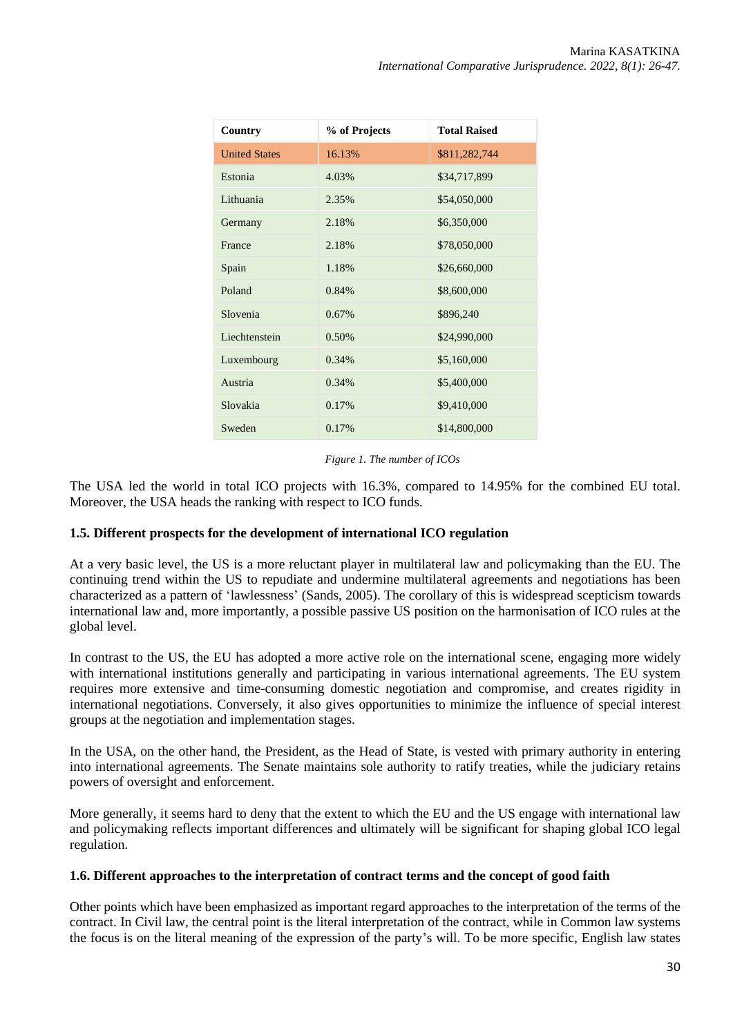| Country | % of Projects | Total Raised |
| --- | --- | --- |
| United States | 16.13% | $811,282,744 |
| Estonia | 4.03% | $34,717,899 |
| Lithuania | 2.35% | $54,050,000 |
| Germany | 2.18% | $6,350,000 |
| France | 2.18% | $78,050,000 |
| Spain | 1.18% | $26,660,000 |
| Poland | 0.84% | $8,600,000 |
| Slovenia | 0.67% | $896,240 |
| Liechtenstein | 0.50% | $24,990,000 |
| Luxembourg | 0.34% | $5,160,000 |
| Austria | 0.34% | $5,400,000 |
| Slovakia | 0.17% | $9,410,000 |
| Sweden | 0.17% | $14,800,000 |

*Figure 1. The number of ICOs*

The USA led the world in total ICO projects with 16.3%, compared to 14.95% for the combined EU total. Moreover, the USA heads the ranking with respect to ICO funds.

### 1.5. Different prospects for the development of international ICO regulation

At a very basic level, the US is a more reluctant player in multilateral law and policymaking than the EU. The continuing trend within the US to repudiate and undermine multilateral agreements and negotiations has been characterized as a pattern of 'lawlessness' (Sands, 2005). The corollary of this is widespread scepticism towards international law and, more importantly, a possible passive US position on the harmonisation of ICO rules at the global level.

In contrast to the US, the EU has adopted a more active role on the international scene, engaging more widely with international institutions generally and participating in various international agreements. The EU system requires more extensive and time-consuming domestic negotiation and compromise, and creates rigidity in international negotiations. Conversely, it also gives opportunities to minimize the influence of special interest groups at the negotiation and implementation stages.

In the USA, on the other hand, the President, as the Head of State, is vested with primary authority in entering into international agreements. The Senate maintains sole authority to ratify treaties, while the judiciary retains powers of oversight and enforcement.

More generally, it seems hard to deny that the extent to which the EU and the US engage with international law and policymaking reflects important differences and ultimately will be significant for shaping global ICO legal regulation.

### 1.6. Different approaches to the interpretation of contract terms and the concept of good faith

Other points which have been emphasized as important regard approaches to the interpretation of the terms of the contract. In Civil law, the central point is the literal interpretation of the contract, while in Common law systems the focus is on the literal meaning of the expression of the party's will. To be more specific, English law states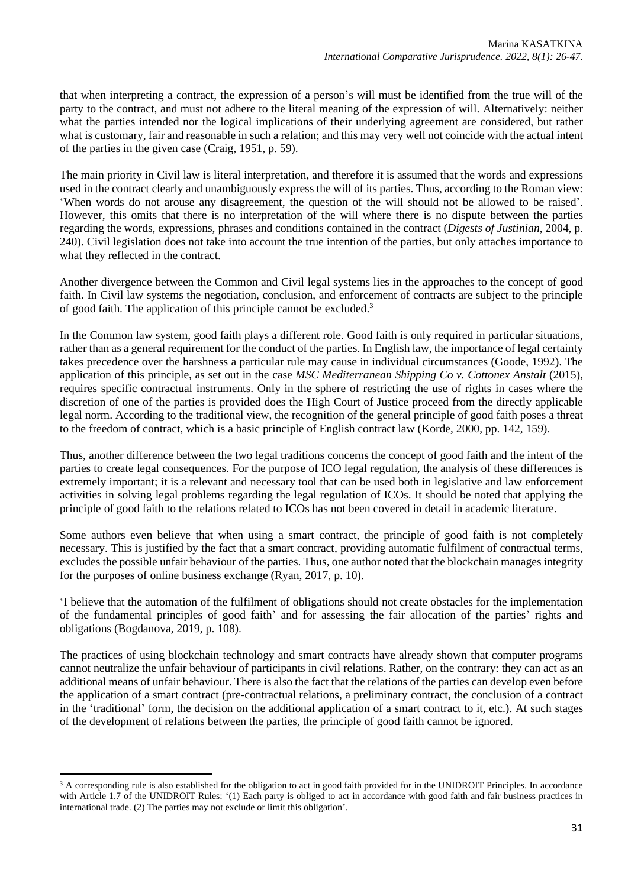that when interpreting a contract, the expression of a person's will must be identified from the true will of the party to the contract, and must not adhere to the literal meaning of the expression of will. Alternatively: neither what the parties intended nor the logical implications of their underlying agreement are considered, but rather what is customary, fair and reasonable in such a relation; and this may very well not coincide with the actual intent of the parties in the given case (Craig, 1951, p. 59).

The main priority in Civil law is literal interpretation, and therefore it is assumed that the words and expressions used in the contract clearly and unambiguously express the will of its parties. Thus, according to the Roman view: 'When words do not arouse any disagreement, the question of the will should not be allowed to be raised'. However, this omits that there is no interpretation of the will where there is no dispute between the parties regarding the words, expressions, phrases and conditions contained in the contract (*Digests of Justinian*, 2004, p. 240). Civil legislation does not take into account the true intention of the parties, but only attaches importance to what they reflected in the contract.

Another divergence between the Common and Civil legal systems lies in the approaches to the concept of good faith. In Civil law systems the negotiation, conclusion, and enforcement of contracts are subject to the principle of good faith. The application of this principle cannot be excluded.[3]

In the Common law system, good faith plays a different role. Good faith is only required in particular situations, rather than as a general requirement for the conduct of the parties. In English law, the importance of legal certainty takes precedence over the harshness a particular rule may cause in individual circumstances (Goode, 1992). The application of this principle, as set out in the case *MSC Mediterranean Shipping Co v. Cottonex Anstalt* (2015), requires specific contractual instruments. Only in the sphere of restricting the use of rights in cases where the discretion of one of the parties is provided does the High Court of Justice proceed from the directly applicable legal norm. According to the traditional view, the recognition of the general principle of good faith poses a threat to the freedom of contract, which is a basic principle of English contract law (Korde, 2000, pp. 142, 159).

Thus, another difference between the two legal traditions concerns the concept of good faith and the intent of the parties to create legal consequences. For the purpose of ICO legal regulation, the analysis of these differences is extremely important; it is a relevant and necessary tool that can be used both in legislative and law enforcement activities in solving legal problems regarding the legal regulation of ICOs. It should be noted that applying the principle of good faith to the relations related to ICOs has not been covered in detail in academic literature.

Some authors even believe that when using a smart contract, the principle of good faith is not completely necessary. This is justified by the fact that a smart contract, providing automatic fulfilment of contractual terms, excludes the possible unfair behaviour of the parties. Thus, one author noted that the blockchain manages integrity for the purposes of online business exchange (Ryan, 2017, p. 10).

'I believe that the automation of the fulfilment of obligations should not create obstacles for the implementation of the fundamental principles of good faith' and for assessing the fair allocation of the parties' rights and obligations (Bogdanova, 2019, p. 108).

The practices of using blockchain technology and smart contracts have already shown that computer programs cannot neutralize the unfair behaviour of participants in civil relations. Rather, on the contrary: they can act as an additional means of unfair behaviour. There is also the fact that the relations of the parties can develop even before the application of a smart contract (pre-contractual relations, a preliminary contract, the conclusion of a contract in the 'traditional' form, the decision on the additional application of a smart contract to it, etc.). At such stages of the development of relations between the parties, the principle of good faith cannot be ignored.

---

[3] A corresponding rule is also established for the obligation to act in good faith provided for in the UNIDROIT Principles. In accordance with Article 1.7 of the UNIDROIT Rules: '(1) Each party is obliged to act in accordance with good faith and fair business practices in international trade. (2) The parties may not exclude or limit this obligation'.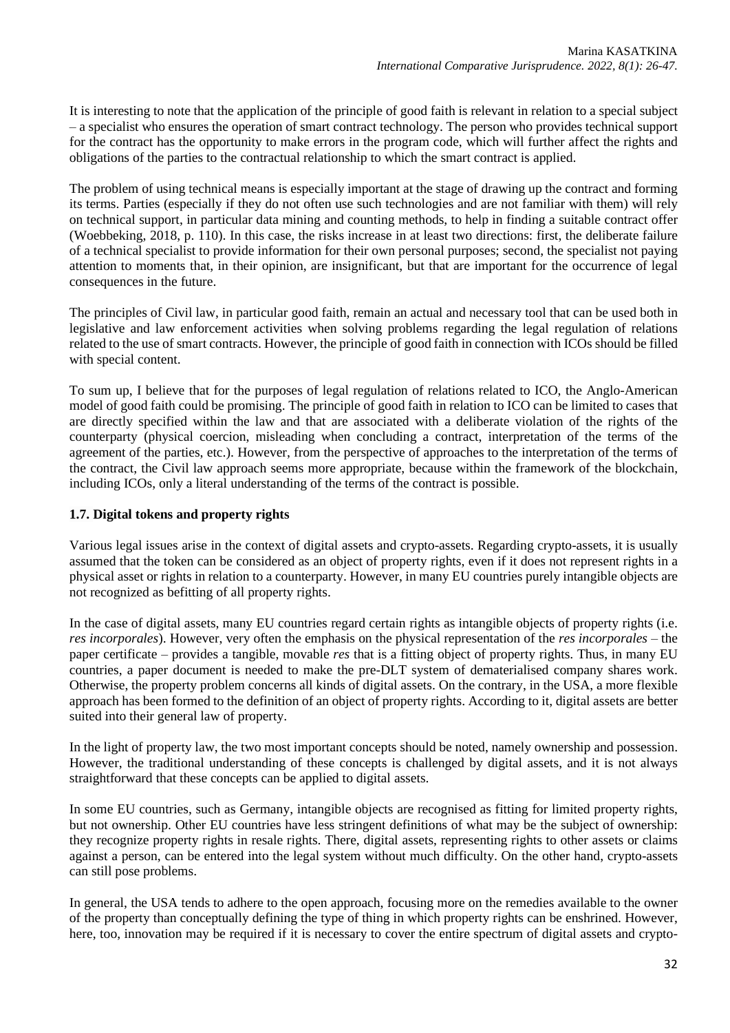It is interesting to note that the application of the principle of good faith is relevant in relation to a special subject – a specialist who ensures the operation of smart contract technology. The person who provides technical support for the contract has the opportunity to make errors in the program code, which will further affect the rights and obligations of the parties to the contractual relationship to which the smart contract is applied.

The problem of using technical means is especially important at the stage of drawing up the contract and forming its terms. Parties (especially if they do not often use such technologies and are not familiar with them) will rely on technical support, in particular data mining and counting methods, to help in finding a suitable contract offer (Woebbeking, 2018, p. 110). In this case, the risks increase in at least two directions: first, the deliberate failure of a technical specialist to provide information for their own personal purposes; second, the specialist not paying attention to moments that, in their opinion, are insignificant, but that are important for the occurrence of legal consequences in the future.

The principles of Civil law, in particular good faith, remain an actual and necessary tool that can be used both in legislative and law enforcement activities when solving problems regarding the legal regulation of relations related to the use of smart contracts. However, the principle of good faith in connection with ICOs should be filled with special content.

To sum up, I believe that for the purposes of legal regulation of relations related to ICO, the Anglo-American model of good faith could be promising. The principle of good faith in relation to ICO can be limited to cases that are directly specified within the law and that are associated with a deliberate violation of the rights of the counterparty (physical coercion, misleading when concluding a contract, interpretation of the terms of the agreement of the parties, etc.). However, from the perspective of approaches to the interpretation of the terms of the contract, the Civil law approach seems more appropriate, because within the framework of the blockchain, including ICOs, only a literal understanding of the terms of the contract is possible.

### 1.7. Digital tokens and property rights

Various legal issues arise in the context of digital assets and crypto-assets. Regarding crypto-assets, it is usually assumed that the token can be considered as an object of property rights, even if it does not represent rights in a physical asset or rights in relation to a counterparty. However, in many EU countries purely intangible objects are not recognized as befitting of all property rights.

In the case of digital assets, many EU countries regard certain rights as intangible objects of property rights (i.e. *res incorporales*). However, very often the emphasis on the physical representation of the *res incorporales* – the paper certificate – provides a tangible, movable *res* that is a fitting object of property rights. Thus, in many EU countries, a paper document is needed to make the pre-DLT system of dematerialised company shares work. Otherwise, the property problem concerns all kinds of digital assets. On the contrary, in the USA, a more flexible approach has been formed to the definition of an object of property rights. According to it, digital assets are better suited into their general law of property.

In the light of property law, the two most important concepts should be noted, namely ownership and possession. However, the traditional understanding of these concepts is challenged by digital assets, and it is not always straightforward that these concepts can be applied to digital assets.

In some EU countries, such as Germany, intangible objects are recognised as fitting for limited property rights, but not ownership. Other EU countries have less stringent definitions of what may be the subject of ownership: they recognize property rights in resale rights. There, digital assets, representing rights to other assets or claims against a person, can be entered into the legal system without much difficulty. On the other hand, crypto-assets can still pose problems.

In general, the USA tends to adhere to the open approach, focusing more on the remedies available to the owner of the property than conceptually defining the type of thing in which property rights can be enshrined. However, here, too, innovation may be required if it is necessary to cover the entire spectrum of digital assets and crypto-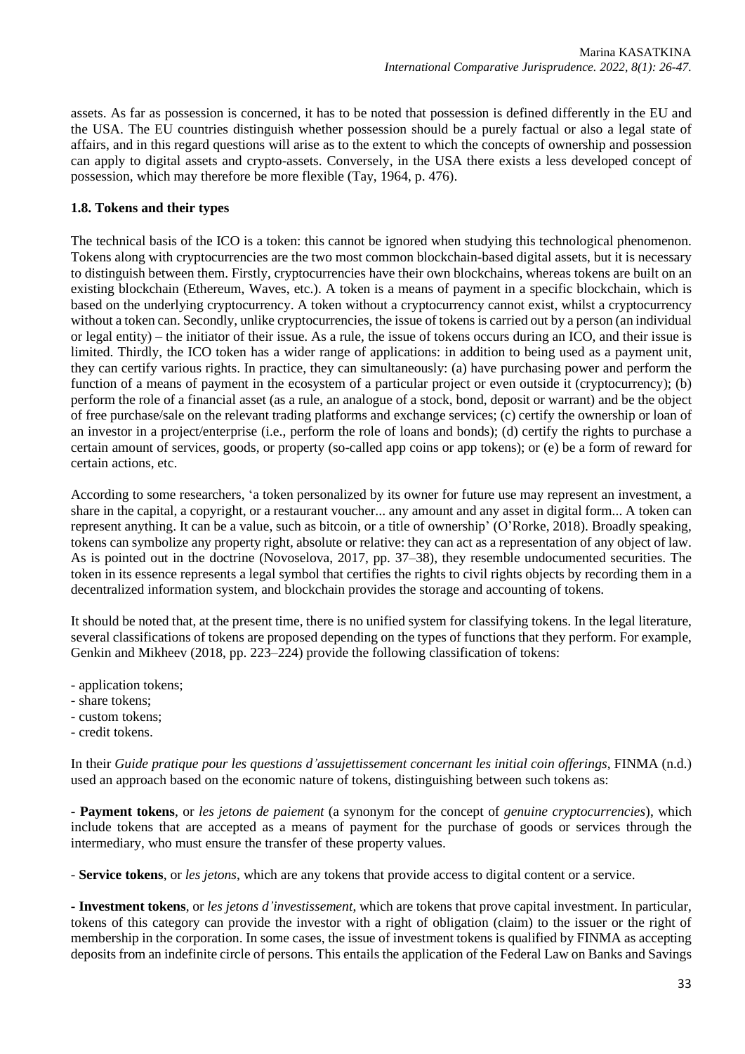assets. As far as possession is concerned, it has to be noted that possession is defined differently in the EU and the USA. The EU countries distinguish whether possession should be a purely factual or also a legal state of affairs, and in this regard questions will arise as to the extent to which the concepts of ownership and possession can apply to digital assets and crypto-assets. Conversely, in the USA there exists a less developed concept of possession, which may therefore be more flexible (Tay, 1964, p. 476).

### 1.8. Tokens and their types

The technical basis of the ICO is a token: this cannot be ignored when studying this technological phenomenon. Tokens along with cryptocurrencies are the two most common blockchain-based digital assets, but it is necessary to distinguish between them. Firstly, cryptocurrencies have their own blockchains, whereas tokens are built on an existing blockchain (Ethereum, Waves, etc.). A token is a means of payment in a specific blockchain, which is based on the underlying cryptocurrency. A token without a cryptocurrency cannot exist, whilst a cryptocurrency without a token can. Secondly, unlike cryptocurrencies, the issue of tokens is carried out by a person (an individual or legal entity) – the initiator of their issue. As a rule, the issue of tokens occurs during an ICO, and their issue is limited. Thirdly, the ICO token has a wider range of applications: in addition to being used as a payment unit, they can certify various rights. In practice, they can simultaneously: (a) have purchasing power and perform the function of a means of payment in the ecosystem of a particular project or even outside it (cryptocurrency); (b) perform the role of a financial asset (as a rule, an analogue of a stock, bond, deposit or warrant) and be the object of free purchase/sale on the relevant trading platforms and exchange services; (c) certify the ownership or loan of an investor in a project/enterprise (i.e., perform the role of loans and bonds); (d) certify the rights to purchase a certain amount of services, goods, or property (so-called app coins or app tokens); or (e) be a form of reward for certain actions, etc.

According to some researchers, 'a token personalized by its owner for future use may represent an investment, a share in the capital, a copyright, or a restaurant voucher... any amount and any asset in digital form... A token can represent anything. It can be a value, such as bitcoin, or a title of ownership' (O'Rorke, 2018). Broadly speaking, tokens can symbolize any property right, absolute or relative: they can act as a representation of any object of law. As is pointed out in the doctrine (Novoselova, 2017, pp. 37–38), they resemble undocumented securities. The token in its essence represents a legal symbol that certifies the rights to civil rights objects by recording them in a decentralized information system, and blockchain provides the storage and accounting of tokens.

It should be noted that, at the present time, there is no unified system for classifying tokens. In the legal literature, several classifications of tokens are proposed depending on the types of functions that they perform. For example, Genkin and Mikheev (2018, pp. 223–224) provide the following classification of tokens:

- application tokens;
- share tokens;
- custom tokens;
- credit tokens.

In their *Guide pratique pour les questions d'assujettissement concernant les initial coin offerings*, FINMA (n.d.) used an approach based on the economic nature of tokens, distinguishing between such tokens as:

- **Payment tokens**, or *les jetons de paiement* (a synonym for the concept of *genuine cryptocurrencies*), which include tokens that are accepted as a means of payment for the purchase of goods or services through the intermediary, who must ensure the transfer of these property values.

- **Service tokens**, or *les jetons*, which are any tokens that provide access to digital content or a service.

- **Investment tokens**, or *les jetons d'investissement*, which are tokens that prove capital investment. In particular, tokens of this category can provide the investor with a right of obligation (claim) to the issuer or the right of membership in the corporation. In some cases, the issue of investment tokens is qualified by FINMA as accepting deposits from an indefinite circle of persons. This entails the application of the Federal Law on Banks and Savings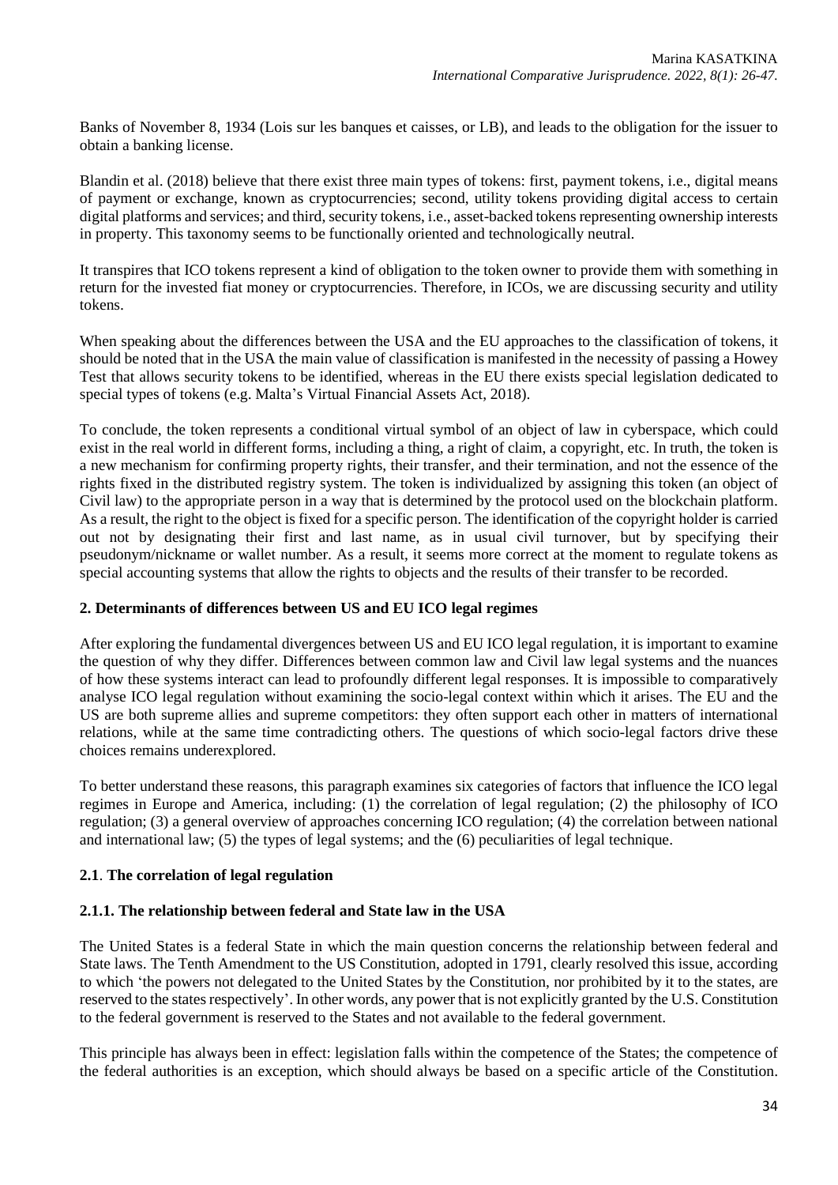Banks of November 8, 1934 (Lois sur les banques et caisses, or LB), and leads to the obligation for the issuer to obtain a banking license.

Blandin et al. (2018) believe that there exist three main types of tokens: first, payment tokens, i.e., digital means of payment or exchange, known as cryptocurrencies; second, utility tokens providing digital access to certain digital platforms and services; and third, security tokens, i.e., asset-backed tokens representing ownership interests in property. This taxonomy seems to be functionally oriented and technologically neutral.

It transpires that ICO tokens represent a kind of obligation to the token owner to provide them with something in return for the invested fiat money or cryptocurrencies. Therefore, in ICOs, we are discussing security and utility tokens.

When speaking about the differences between the USA and the EU approaches to the classification of tokens, it should be noted that in the USA the main value of classification is manifested in the necessity of passing a Howey Test that allows security tokens to be identified, whereas in the EU there exists special legislation dedicated to special types of tokens (e.g. Malta's Virtual Financial Assets Act, 2018).

To conclude, the token represents a conditional virtual symbol of an object of law in cyberspace, which could exist in the real world in different forms, including a thing, a right of claim, a copyright, etc. In truth, the token is a new mechanism for confirming property rights, their transfer, and their termination, and not the essence of the rights fixed in the distributed registry system. The token is individualized by assigning this token (an object of Civil law) to the appropriate person in a way that is determined by the protocol used on the blockchain platform. As a result, the right to the object is fixed for a specific person. The identification of the copyright holder is carried out not by designating their first and last name, as in usual civil turnover, but by specifying their pseudonym/nickname or wallet number. As a result, it seems more correct at the moment to regulate tokens as special accounting systems that allow the rights to objects and the results of their transfer to be recorded.

## 2. Determinants of differences between US and EU ICO legal regimes

After exploring the fundamental divergences between US and EU ICO legal regulation, it is important to examine the question of why they differ. Differences between common law and Civil law legal systems and the nuances of how these systems interact can lead to profoundly different legal responses. It is impossible to comparatively analyse ICO legal regulation without examining the socio-legal context within which it arises. The EU and the US are both supreme allies and supreme competitors: they often support each other in matters of international relations, while at the same time contradicting others. The questions of which socio-legal factors drive these choices remains underexplored.

To better understand these reasons, this paragraph examines six categories of factors that influence the ICO legal regimes in Europe and America, including: (1) the correlation of legal regulation; (2) the philosophy of ICO regulation; (3) a general overview of approaches concerning ICO regulation; (4) the correlation between national and international law; (5) the types of legal systems; and the (6) peculiarities of legal technique.

### 2.1. The correlation of legal regulation

#### 2.1.1. The relationship between federal and State law in the USA

The United States is a federal State in which the main question concerns the relationship between federal and State laws. The Tenth Amendment to the US Constitution, adopted in 1791, clearly resolved this issue, according to which 'the powers not delegated to the United States by the Constitution, nor prohibited by it to the states, are reserved to the states respectively'. In other words, any power that is not explicitly granted by the U.S. Constitution to the federal government is reserved to the States and not available to the federal government.

This principle has always been in effect: legislation falls within the competence of the States; the competence of the federal authorities is an exception, which should always be based on a specific article of the Constitution.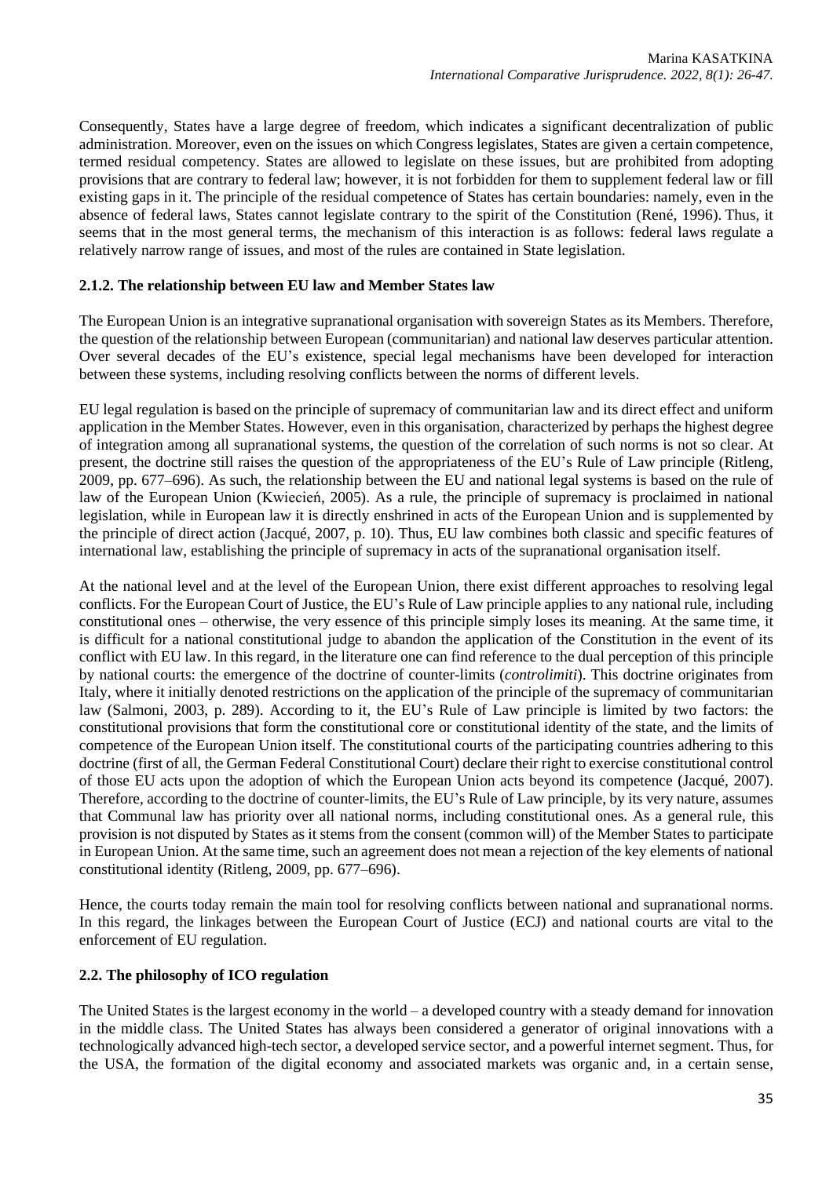Consequently, States have a large degree of freedom, which indicates a significant decentralization of public administration. Moreover, even on the issues on which Congress legislates, States are given a certain competence, termed residual competency. States are allowed to legislate on these issues, but are prohibited from adopting provisions that are contrary to federal law; however, it is not forbidden for them to supplement federal law or fill existing gaps in it. The principle of the residual competence of States has certain boundaries: namely, even in the absence of federal laws, States cannot legislate contrary to the spirit of the Constitution (René, 1996). Thus, it seems that in the most general terms, the mechanism of this interaction is as follows: federal laws regulate a relatively narrow range of issues, and most of the rules are contained in State legislation.

### 2.1.2. The relationship between EU law and Member States law

The European Union is an integrative supranational organisation with sovereign States as its Members. Therefore, the question of the relationship between European (communitarian) and national law deserves particular attention. Over several decades of the EU's existence, special legal mechanisms have been developed for interaction between these systems, including resolving conflicts between the norms of different levels.

EU legal regulation is based on the principle of supremacy of communitarian law and its direct effect and uniform application in the Member States. However, even in this organisation, characterized by perhaps the highest degree of integration among all supranational systems, the question of the correlation of such norms is not so clear. At present, the doctrine still raises the question of the appropriateness of the EU's Rule of Law principle (Ritleng, 2009, pp. 677–696). As such, the relationship between the EU and national legal systems is based on the rule of law of the European Union (Kwiecień, 2005). As a rule, the principle of supremacy is proclaimed in national legislation, while in European law it is directly enshrined in acts of the European Union and is supplemented by the principle of direct action (Jacqué, 2007, p. 10). Thus, EU law combines both classic and specific features of international law, establishing the principle of supremacy in acts of the supranational organisation itself.

At the national level and at the level of the European Union, there exist different approaches to resolving legal conflicts. For the European Court of Justice, the EU's Rule of Law principle applies to any national rule, including constitutional ones – otherwise, the very essence of this principle simply loses its meaning. At the same time, it is difficult for a national constitutional judge to abandon the application of the Constitution in the event of its conflict with EU law. In this regard, in the literature one can find reference to the dual perception of this principle by national courts: the emergence of the doctrine of counter-limits (*controlimiti*). This doctrine originates from Italy, where it initially denoted restrictions on the application of the principle of the supremacy of communitarian law (Salmoni, 2003, p. 289). According to it, the EU's Rule of Law principle is limited by two factors: the constitutional provisions that form the constitutional core or constitutional identity of the state, and the limits of competence of the European Union itself. The constitutional courts of the participating countries adhering to this doctrine (first of all, the German Federal Constitutional Court) declare their right to exercise constitutional control of those EU acts upon the adoption of which the European Union acts beyond its competence (Jacqué, 2007). Therefore, according to the doctrine of counter-limits, the EU's Rule of Law principle, by its very nature, assumes that Communal law has priority over all national norms, including constitutional ones. As a general rule, this provision is not disputed by States as it stems from the consent (common will) of the Member States to participate in European Union. At the same time, such an agreement does not mean a rejection of the key elements of national constitutional identity (Ritleng, 2009, pp. 677–696).

Hence, the courts today remain the main tool for resolving conflicts between national and supranational norms. In this regard, the linkages between the European Court of Justice (ECJ) and national courts are vital to the enforcement of EU regulation.

## 2.2. The philosophy of ICO regulation

The United States is the largest economy in the world – a developed country with a steady demand for innovation in the middle class. The United States has always been considered a generator of original innovations with a technologically advanced high-tech sector, a developed service sector, and a powerful internet segment. Thus, for the USA, the formation of the digital economy and associated markets was organic and, in a certain sense,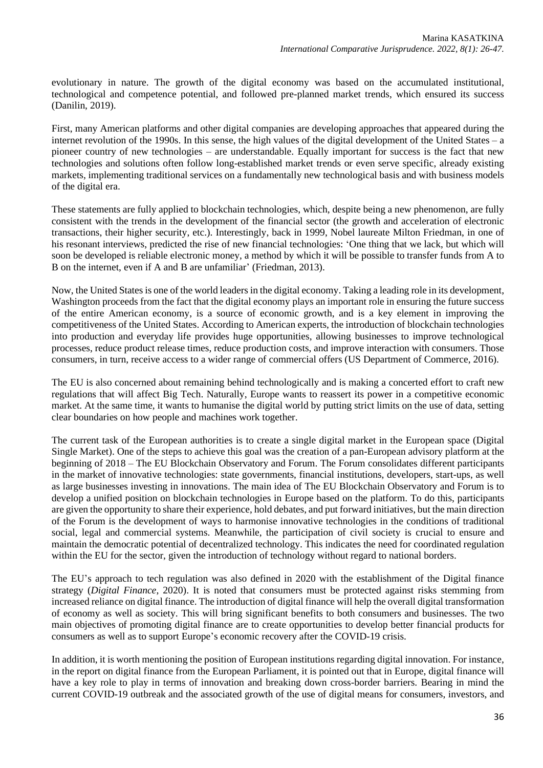evolutionary in nature. The growth of the digital economy was based on the accumulated institutional, technological and competence potential, and followed pre-planned market trends, which ensured its success (Danilin, 2019).

First, many American platforms and other digital companies are developing approaches that appeared during the internet revolution of the 1990s. In this sense, the high values of the digital development of the United States – a pioneer country of new technologies – are understandable. Equally important for success is the fact that new technologies and solutions often follow long-established market trends or even serve specific, already existing markets, implementing traditional services on a fundamentally new technological basis and with business models of the digital era.

These statements are fully applied to blockchain technologies, which, despite being a new phenomenon, are fully consistent with the trends in the development of the financial sector (the growth and acceleration of electronic transactions, their higher security, etc.). Interestingly, back in 1999, Nobel laureate Milton Friedman, in one of his resonant interviews, predicted the rise of new financial technologies: 'One thing that we lack, but which will soon be developed is reliable electronic money, a method by which it will be possible to transfer funds from A to B on the internet, even if A and B are unfamiliar' (Friedman, 2013).

Now, the United States is one of the world leaders in the digital economy. Taking a leading role in its development, Washington proceeds from the fact that the digital economy plays an important role in ensuring the future success of the entire American economy, is a source of economic growth, and is a key element in improving the competitiveness of the United States. According to American experts, the introduction of blockchain technologies into production and everyday life provides huge opportunities, allowing businesses to improve technological processes, reduce product release times, reduce production costs, and improve interaction with consumers. Those consumers, in turn, receive access to a wider range of commercial offers (US Department of Commerce, 2016).

The EU is also concerned about remaining behind technologically and is making a concerted effort to craft new regulations that will affect Big Tech. Naturally, Europe wants to reassert its power in a competitive economic market. At the same time, it wants to humanise the digital world by putting strict limits on the use of data, setting clear boundaries on how people and machines work together.

The current task of the European authorities is to create a single digital market in the European space (Digital Single Market). One of the steps to achieve this goal was the creation of a pan-European advisory platform at the beginning of 2018 – The EU Blockchain Observatory and Forum. The Forum consolidates different participants in the market of innovative technologies: state governments, financial institutions, developers, start-ups, as well as large businesses investing in innovations. The main idea of The EU Blockchain Observatory and Forum is to develop a unified position on blockchain technologies in Europe based on the platform. To do this, participants are given the opportunity to share their experience, hold debates, and put forward initiatives, but the main direction of the Forum is the development of ways to harmonise innovative technologies in the conditions of traditional social, legal and commercial systems. Meanwhile, the participation of civil society is crucial to ensure and maintain the democratic potential of decentralized technology. This indicates the need for coordinated regulation within the EU for the sector, given the introduction of technology without regard to national borders.

The EU's approach to tech regulation was also defined in 2020 with the establishment of the Digital finance strategy (*Digital Finance*, 2020). It is noted that consumers must be protected against risks stemming from increased reliance on digital finance. The introduction of digital finance will help the overall digital transformation of economy as well as society. This will bring significant benefits to both consumers and businesses. The two main objectives of promoting digital finance are to create opportunities to develop better financial products for consumers as well as to support Europe's economic recovery after the COVID-19 crisis.

In addition, it is worth mentioning the position of European institutions regarding digital innovation. For instance, in the report on digital finance from the European Parliament, it is pointed out that in Europe, digital finance will have a key role to play in terms of innovation and breaking down cross-border barriers. Bearing in mind the current COVID-19 outbreak and the associated growth of the use of digital means for consumers, investors, and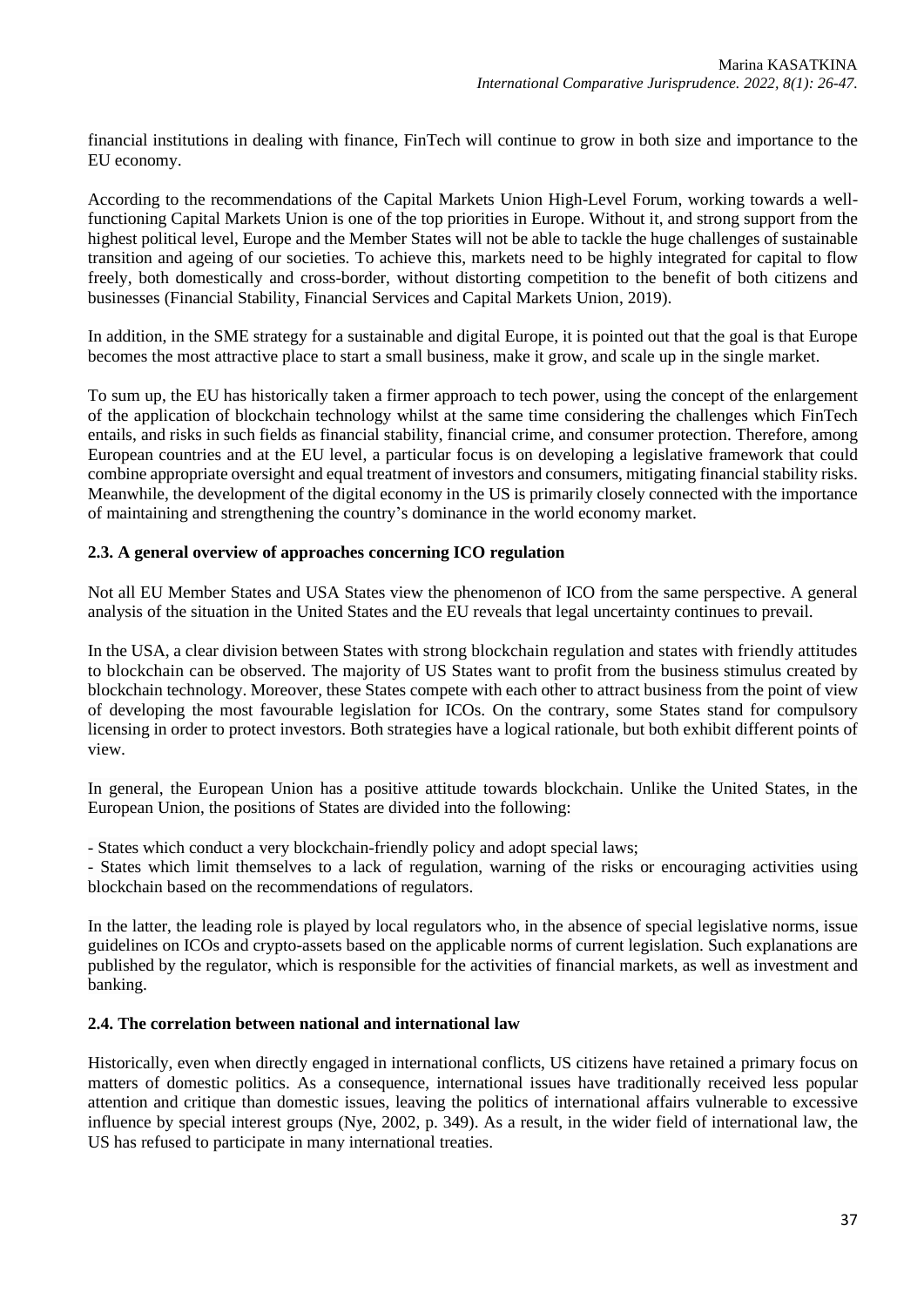financial institutions in dealing with finance, FinTech will continue to grow in both size and importance to the EU economy.

According to the recommendations of the Capital Markets Union High-Level Forum, working towards a well-functioning Capital Markets Union is one of the top priorities in Europe. Without it, and strong support from the highest political level, Europe and the Member States will not be able to tackle the huge challenges of sustainable transition and ageing of our societies. To achieve this, markets need to be highly integrated for capital to flow freely, both domestically and cross-border, without distorting competition to the benefit of both citizens and businesses (Financial Stability, Financial Services and Capital Markets Union, 2019).

In addition, in the SME strategy for a sustainable and digital Europe, it is pointed out that the goal is that Europe becomes the most attractive place to start a small business, make it grow, and scale up in the single market.

To sum up, the EU has historically taken a firmer approach to tech power, using the concept of the enlargement of the application of blockchain technology whilst at the same time considering the challenges which FinTech entails, and risks in such fields as financial stability, financial crime, and consumer protection. Therefore, among European countries and at the EU level, a particular focus is on developing a legislative framework that could combine appropriate oversight and equal treatment of investors and consumers, mitigating financial stability risks. Meanwhile, the development of the digital economy in the US is primarily closely connected with the importance of maintaining and strengthening the country's dominance in the world economy market.

### 2.3. A general overview of approaches concerning ICO regulation

Not all EU Member States and USA States view the phenomenon of ICO from the same perspective. A general analysis of the situation in the United States and the EU reveals that legal uncertainty continues to prevail.

In the USA, a clear division between States with strong blockchain regulation and states with friendly attitudes to blockchain can be observed. The majority of US States want to profit from the business stimulus created by blockchain technology. Moreover, these States compete with each other to attract business from the point of view of developing the most favourable legislation for ICOs. On the contrary, some States stand for compulsory licensing in order to protect investors. Both strategies have a logical rationale, but both exhibit different points of view.

In general, the European Union has a positive attitude towards blockchain. Unlike the United States, in the European Union, the positions of States are divided into the following:

- States which conduct a very blockchain-friendly policy and adopt special laws;
- States which limit themselves to a lack of regulation, warning of the risks or encouraging activities using blockchain based on the recommendations of regulators.

In the latter, the leading role is played by local regulators who, in the absence of special legislative norms, issue guidelines on ICOs and crypto-assets based on the applicable norms of current legislation. Such explanations are published by the regulator, which is responsible for the activities of financial markets, as well as investment and banking.

### 2.4. The correlation between national and international law

Historically, even when directly engaged in international conflicts, US citizens have retained a primary focus on matters of domestic politics. As a consequence, international issues have traditionally received less popular attention and critique than domestic issues, leaving the politics of international affairs vulnerable to excessive influence by special interest groups (Nye, 2002, p. 349). As a result, in the wider field of international law, the US has refused to participate in many international treaties.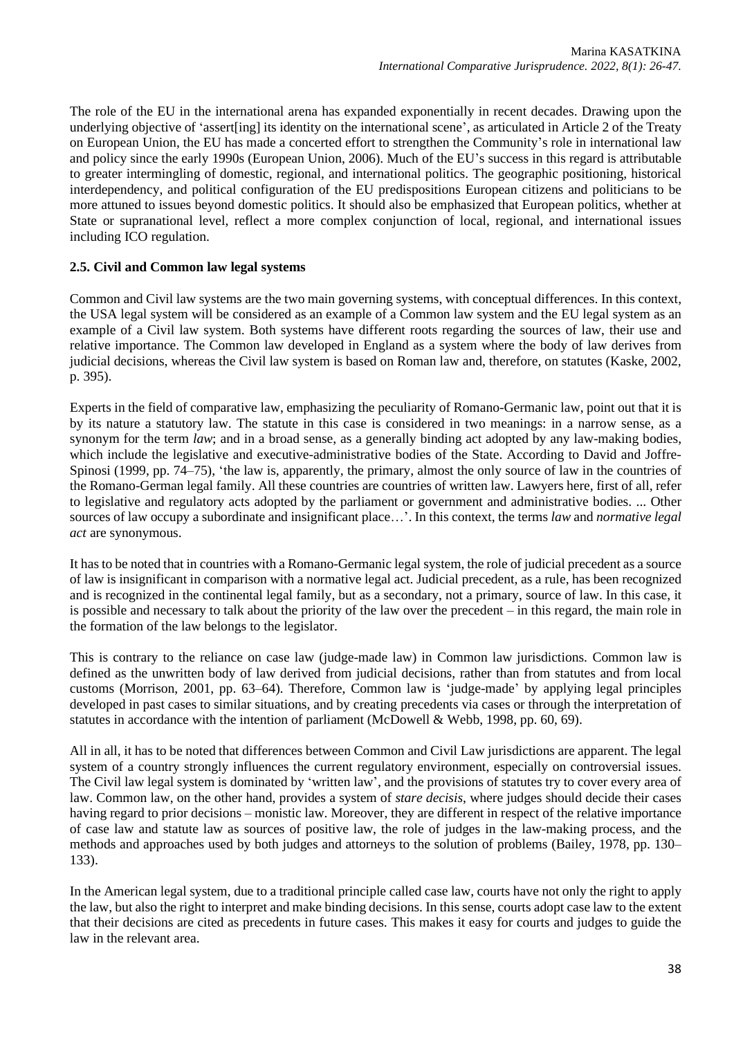The role of the EU in the international arena has expanded exponentially in recent decades. Drawing upon the underlying objective of 'assert[ing] its identity on the international scene', as articulated in Article 2 of the Treaty on European Union, the EU has made a concerted effort to strengthen the Community's role in international law and policy since the early 1990s (European Union, 2006). Much of the EU's success in this regard is attributable to greater intermingling of domestic, regional, and international politics. The geographic positioning, historical interdependency, and political configuration of the EU predispositions European citizens and politicians to be more attuned to issues beyond domestic politics. It should also be emphasized that European politics, whether at State or supranational level, reflect a more complex conjunction of local, regional, and international issues including ICO regulation.

### 2.5. Civil and Common law legal systems

Common and Civil law systems are the two main governing systems, with conceptual differences. In this context, the USA legal system will be considered as an example of a Common law system and the EU legal system as an example of a Civil law system. Both systems have different roots regarding the sources of law, their use and relative importance. The Common law developed in England as a system where the body of law derives from judicial decisions, whereas the Civil law system is based on Roman law and, therefore, on statutes (Kaske, 2002, p. 395).

Experts in the field of comparative law, emphasizing the peculiarity of Romano-Germanic law, point out that it is by its nature a statutory law. The statute in this case is considered in two meanings: in a narrow sense, as a synonym for the term *law*; and in a broad sense, as a generally binding act adopted by any law-making bodies, which include the legislative and executive-administrative bodies of the State. According to David and Joffre-Spinosi (1999, pp. 74–75), 'the law is, apparently, the primary, almost the only source of law in the countries of the Romano-German legal family. All these countries are countries of written law. Lawyers here, first of all, refer to legislative and regulatory acts adopted by the parliament or government and administrative bodies. ... Other sources of law occupy a subordinate and insignificant place…'. In this context, the terms *law* and *normative legal act* are synonymous.

It has to be noted that in countries with a Romano-Germanic legal system, the role of judicial precedent as a source of law is insignificant in comparison with a normative legal act. Judicial precedent, as a rule, has been recognized and is recognized in the continental legal family, but as a secondary, not a primary, source of law. In this case, it is possible and necessary to talk about the priority of the law over the precedent – in this regard, the main role in the formation of the law belongs to the legislator.

This is contrary to the reliance on case law (judge-made law) in Common law jurisdictions. Common law is defined as the unwritten body of law derived from judicial decisions, rather than from statutes and from local customs (Morrison, 2001, pp. 63–64). Therefore, Common law is 'judge-made' by applying legal principles developed in past cases to similar situations, and by creating precedents via cases or through the interpretation of statutes in accordance with the intention of parliament (McDowell & Webb, 1998, pp. 60, 69).

All in all, it has to be noted that differences between Common and Civil Law jurisdictions are apparent. The legal system of a country strongly influences the current regulatory environment, especially on controversial issues. The Civil law legal system is dominated by 'written law', and the provisions of statutes try to cover every area of law. Common law, on the other hand, provides a system of *stare decisis*, where judges should decide their cases having regard to prior decisions – monistic law. Moreover, they are different in respect of the relative importance of case law and statute law as sources of positive law, the role of judges in the law-making process, and the methods and approaches used by both judges and attorneys to the solution of problems (Bailey, 1978, pp. 130–133).

In the American legal system, due to a traditional principle called case law, courts have not only the right to apply the law, but also the right to interpret and make binding decisions. In this sense, courts adopt case law to the extent that their decisions are cited as precedents in future cases. This makes it easy for courts and judges to guide the law in the relevant area.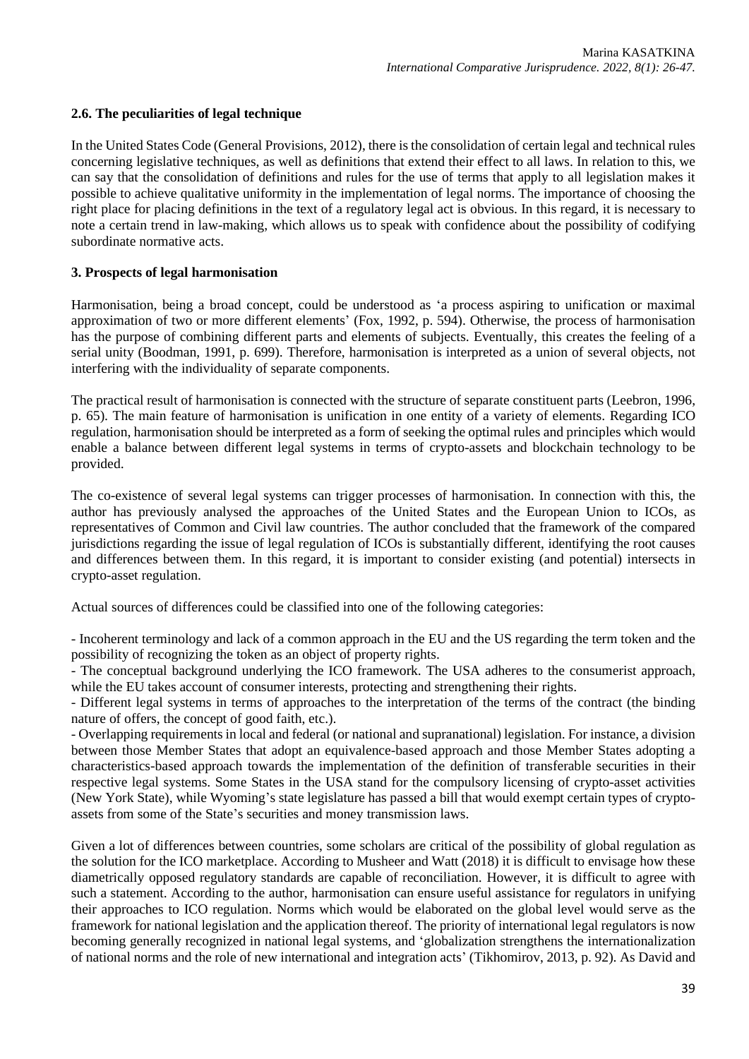### 2.6. The peculiarities of legal technique

In the United States Code (General Provisions, 2012), there is the consolidation of certain legal and technical rules concerning legislative techniques, as well as definitions that extend their effect to all laws. In relation to this, we can say that the consolidation of definitions and rules for the use of terms that apply to all legislation makes it possible to achieve qualitative uniformity in the implementation of legal norms. The importance of choosing the right place for placing definitions in the text of a regulatory legal act is obvious. In this regard, it is necessary to note a certain trend in law-making, which allows us to speak with confidence about the possibility of codifying subordinate normative acts.

## 3. Prospects of legal harmonisation

Harmonisation, being a broad concept, could be understood as 'a process aspiring to unification or maximal approximation of two or more different elements' (Fox, 1992, p. 594). Otherwise, the process of harmonisation has the purpose of combining different parts and elements of subjects. Eventually, this creates the feeling of a serial unity (Boodman, 1991, p. 699). Therefore, harmonisation is interpreted as a union of several objects, not interfering with the individuality of separate components.

The practical result of harmonisation is connected with the structure of separate constituent parts (Leebron, 1996, p. 65). The main feature of harmonisation is unification in one entity of a variety of elements. Regarding ICO regulation, harmonisation should be interpreted as a form of seeking the optimal rules and principles which would enable a balance between different legal systems in terms of crypto-assets and blockchain technology to be provided.

The co-existence of several legal systems can trigger processes of harmonisation. In connection with this, the author has previously analysed the approaches of the United States and the European Union to ICOs, as representatives of Common and Civil law countries. The author concluded that the framework of the compared jurisdictions regarding the issue of legal regulation of ICOs is substantially different, identifying the root causes and differences between them. In this regard, it is important to consider existing (and potential) intersects in crypto-asset regulation.

Actual sources of differences could be classified into one of the following categories:

- Incoherent terminology and lack of a common approach in the EU and the US regarding the term token and the possibility of recognizing the token as an object of property rights.
- The conceptual background underlying the ICO framework. The USA adheres to the consumerist approach, while the EU takes account of consumer interests, protecting and strengthening their rights.
- Different legal systems in terms of approaches to the interpretation of the terms of the contract (the binding nature of offers, the concept of good faith, etc.).
- Overlapping requirements in local and federal (or national and supranational) legislation. For instance, a division between those Member States that adopt an equivalence-based approach and those Member States adopting a characteristics-based approach towards the implementation of the definition of transferable securities in their respective legal systems. Some States in the USA stand for the compulsory licensing of crypto-asset activities (New York State), while Wyoming's state legislature has passed a bill that would exempt certain types of crypto-assets from some of the State's securities and money transmission laws.

Given a lot of differences between countries, some scholars are critical of the possibility of global regulation as the solution for the ICO marketplace. According to Musheer and Watt (2018) it is difficult to envisage how these diametrically opposed regulatory standards are capable of reconciliation. However, it is difficult to agree with such a statement. According to the author, harmonisation can ensure useful assistance for regulators in unifying their approaches to ICO regulation. Norms which would be elaborated on the global level would serve as the framework for national legislation and the application thereof. The priority of international legal regulators is now becoming generally recognized in national legal systems, and 'globalization strengthens the internationalization of national norms and the role of new international and integration acts' (Tikhomirov, 2013, p. 92). As David and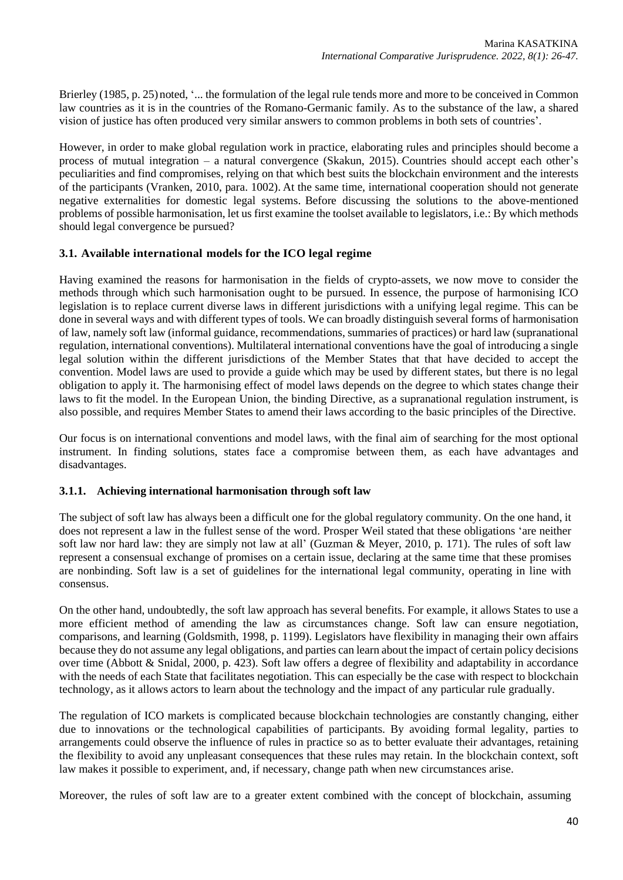Brierley (1985, p. 25) noted, '... the formulation of the legal rule tends more and more to be conceived in Common law countries as it is in the countries of the Romano-Germanic family. As to the substance of the law, a shared vision of justice has often produced very similar answers to common problems in both sets of countries'.

However, in order to make global regulation work in practice, elaborating rules and principles should become a process of mutual integration – a natural convergence (Skakun, 2015). Countries should accept each other's peculiarities and find compromises, relying on that which best suits the blockchain environment and the interests of the participants (Vranken, 2010, para. 1002). At the same time, international cooperation should not generate negative externalities for domestic legal systems. Before discussing the solutions to the above-mentioned problems of possible harmonisation, let us first examine the toolset available to legislators, i.e.: By which methods should legal convergence be pursued?

### 3.1. Available international models for the ICO legal regime

Having examined the reasons for harmonisation in the fields of crypto-assets, we now move to consider the methods through which such harmonisation ought to be pursued. In essence, the purpose of harmonising ICO legislation is to replace current diverse laws in different jurisdictions with a unifying legal regime. This can be done in several ways and with different types of tools. We can broadly distinguish several forms of harmonisation of law, namely soft law (informal guidance, recommendations, summaries of practices) or hard law (supranational regulation, international conventions). Multilateral international conventions have the goal of introducing a single legal solution within the different jurisdictions of the Member States that that have decided to accept the convention. Model laws are used to provide a guide which may be used by different states, but there is no legal obligation to apply it. The harmonising effect of model laws depends on the degree to which states change their laws to fit the model. In the European Union, the binding Directive, as a supranational regulation instrument, is also possible, and requires Member States to amend their laws according to the basic principles of the Directive.

Our focus is on international conventions and model laws, with the final aim of searching for the most optional instrument. In finding solutions, states face a compromise between them, as each have advantages and disadvantages.

#### 3.1.1. Achieving international harmonisation through soft law

The subject of soft law has always been a difficult one for the global regulatory community. On the one hand, it does not represent a law in the fullest sense of the word. Prosper Weil stated that these obligations 'are neither soft law nor hard law: they are simply not law at all' (Guzman & Meyer, 2010, p. 171). The rules of soft law represent a consensual exchange of promises on a certain issue, declaring at the same time that these promises are nonbinding. Soft law is a set of guidelines for the international legal community, operating in line with consensus.

On the other hand, undoubtedly, the soft law approach has several benefits. For example, it allows States to use a more efficient method of amending the law as circumstances change. Soft law can ensure negotiation, comparisons, and learning (Goldsmith, 1998, p. 1199). Legislators have flexibility in managing their own affairs because they do not assume any legal obligations, and parties can learn about the impact of certain policy decisions over time (Abbott & Snidal, 2000, p. 423). Soft law offers a degree of flexibility and adaptability in accordance with the needs of each State that facilitates negotiation. This can especially be the case with respect to blockchain technology, as it allows actors to learn about the technology and the impact of any particular rule gradually.

The regulation of ICO markets is complicated because blockchain technologies are constantly changing, either due to innovations or the technological capabilities of participants. By avoiding formal legality, parties to arrangements could observe the influence of rules in practice so as to better evaluate their advantages, retaining the flexibility to avoid any unpleasant consequences that these rules may retain. In the blockchain context, soft law makes it possible to experiment, and, if necessary, change path when new circumstances arise.

Moreover, the rules of soft law are to a greater extent combined with the concept of blockchain, assuming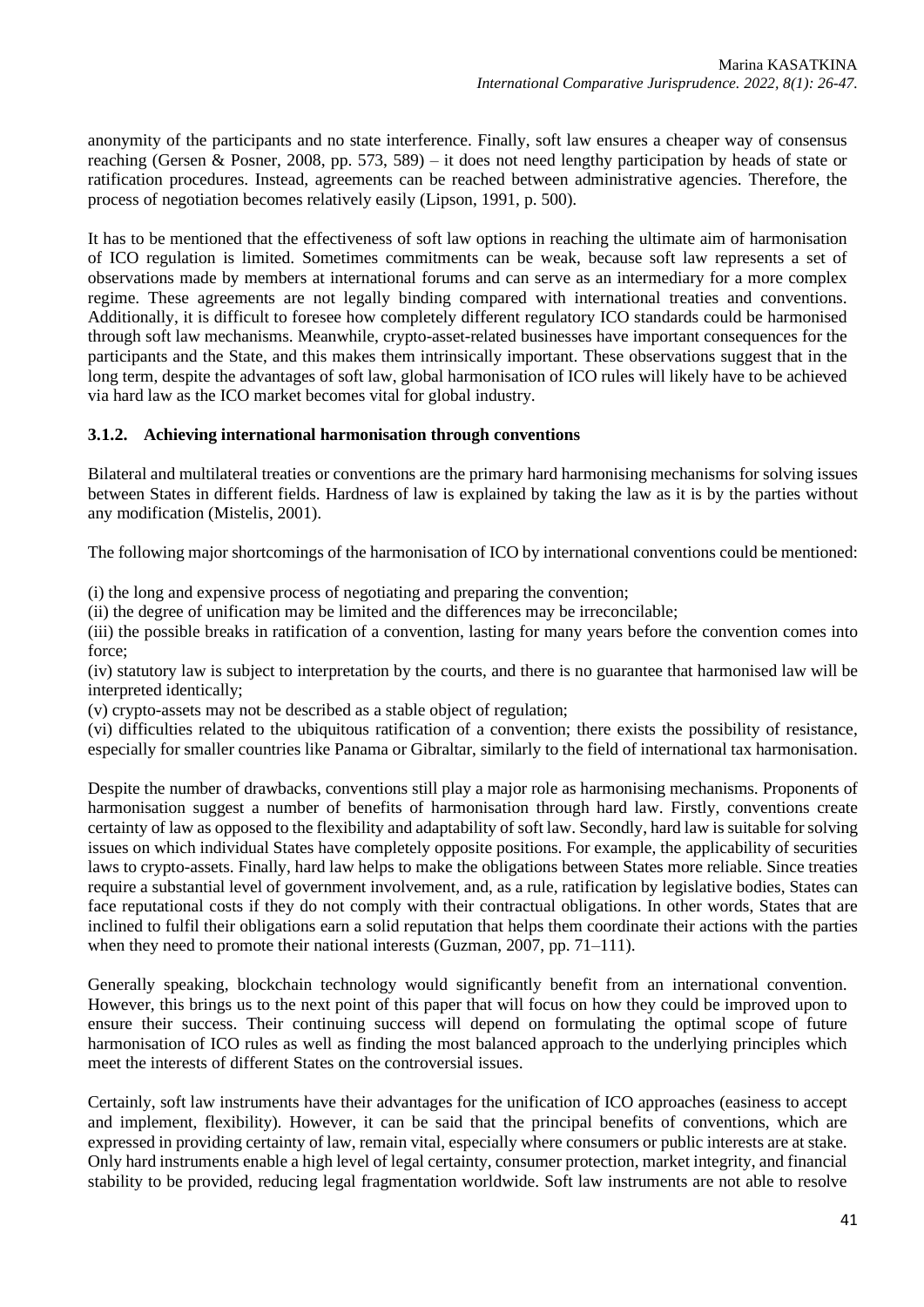anonymity of the participants and no state interference. Finally, soft law ensures a cheaper way of consensus reaching (Gersen & Posner, 2008, pp. 573, 589) – it does not need lengthy participation by heads of state or ratification procedures. Instead, agreements can be reached between administrative agencies. Therefore, the process of negotiation becomes relatively easily (Lipson, 1991, p. 500).

It has to be mentioned that the effectiveness of soft law options in reaching the ultimate aim of harmonisation of ICO regulation is limited. Sometimes commitments can be weak, because soft law represents a set of observations made by members at international forums and can serve as an intermediary for a more complex regime. These agreements are not legally binding compared with international treaties and conventions. Additionally, it is difficult to foresee how completely different regulatory ICO standards could be harmonised through soft law mechanisms. Meanwhile, crypto-asset-related businesses have important consequences for the participants and the State, and this makes them intrinsically important. These observations suggest that in the long term, despite the advantages of soft law, global harmonisation of ICO rules will likely have to be achieved via hard law as the ICO market becomes vital for global industry.

### 3.1.2. Achieving international harmonisation through conventions

Bilateral and multilateral treaties or conventions are the primary hard harmonising mechanisms for solving issues between States in different fields. Hardness of law is explained by taking the law as it is by the parties without any modification (Mistelis, 2001).

The following major shortcomings of the harmonisation of ICO by international conventions could be mentioned:

(i) the long and expensive process of negotiating and preparing the convention;
(ii) the degree of unification may be limited and the differences may be irreconcilable;
(iii) the possible breaks in ratification of a convention, lasting for many years before the convention comes into force;
(iv) statutory law is subject to interpretation by the courts, and there is no guarantee that harmonised law will be interpreted identically;
(v) crypto-assets may not be described as a stable object of regulation;
(vi) difficulties related to the ubiquitous ratification of a convention; there exists the possibility of resistance, especially for smaller countries like Panama or Gibraltar, similarly to the field of international tax harmonisation.

Despite the number of drawbacks, conventions still play a major role as harmonising mechanisms. Proponents of harmonisation suggest a number of benefits of harmonisation through hard law. Firstly, conventions create certainty of law as opposed to the flexibility and adaptability of soft law. Secondly, hard law is suitable for solving issues on which individual States have completely opposite positions. For example, the applicability of securities laws to crypto-assets. Finally, hard law helps to make the obligations between States more reliable. Since treaties require a substantial level of government involvement, and, as a rule, ratification by legislative bodies, States can face reputational costs if they do not comply with their contractual obligations. In other words, States that are inclined to fulfil their obligations earn a solid reputation that helps them coordinate their actions with the parties when they need to promote their national interests (Guzman, 2007, pp. 71–111).

Generally speaking, blockchain technology would significantly benefit from an international convention. However, this brings us to the next point of this paper that will focus on how they could be improved upon to ensure their success. Their continuing success will depend on formulating the optimal scope of future harmonisation of ICO rules as well as finding the most balanced approach to the underlying principles which meet the interests of different States on the controversial issues.

Certainly, soft law instruments have their advantages for the unification of ICO approaches (easiness to accept and implement, flexibility). However, it can be said that the principal benefits of conventions, which are expressed in providing certainty of law, remain vital, especially where consumers or public interests are at stake. Only hard instruments enable a high level of legal certainty, consumer protection, market integrity, and financial stability to be provided, reducing legal fragmentation worldwide. Soft law instruments are not able to resolve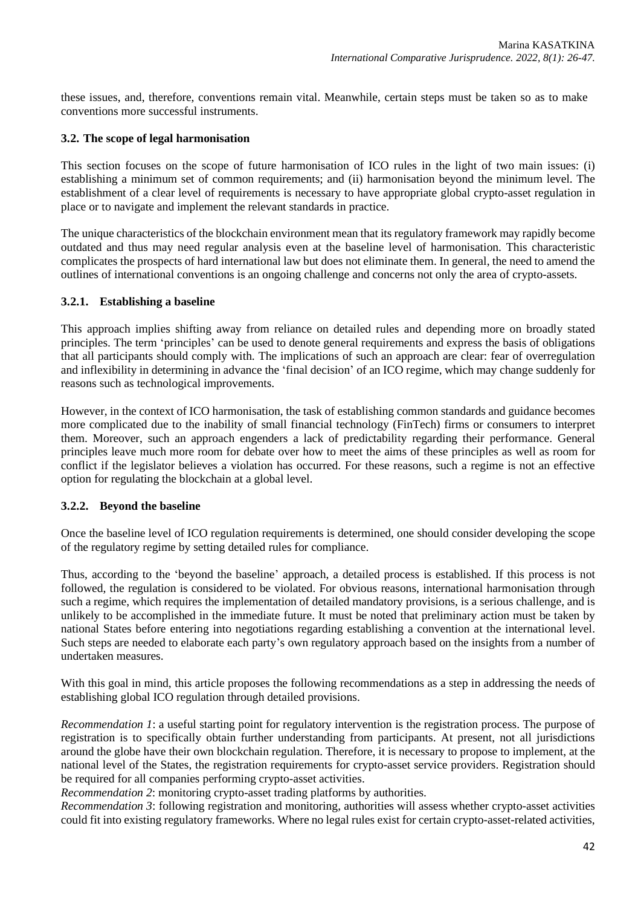these issues, and, therefore, conventions remain vital. Meanwhile, certain steps must be taken so as to make conventions more successful instruments.

### 3.2. The scope of legal harmonisation

This section focuses on the scope of future harmonisation of ICO rules in the light of two main issues: (i) establishing a minimum set of common requirements; and (ii) harmonisation beyond the minimum level. The establishment of a clear level of requirements is necessary to have appropriate global crypto-asset regulation in place or to navigate and implement the relevant standards in practice.

The unique characteristics of the blockchain environment mean that its regulatory framework may rapidly become outdated and thus may need regular analysis even at the baseline level of harmonisation. This characteristic complicates the prospects of hard international law but does not eliminate them. In general, the need to amend the outlines of international conventions is an ongoing challenge and concerns not only the area of crypto-assets.

#### 3.2.1. Establishing a baseline

This approach implies shifting away from reliance on detailed rules and depending more on broadly stated principles. The term 'principles' can be used to denote general requirements and express the basis of obligations that all participants should comply with. The implications of such an approach are clear: fear of overregulation and inflexibility in determining in advance the 'final decision' of an ICO regime, which may change suddenly for reasons such as technological improvements.

However, in the context of ICO harmonisation, the task of establishing common standards and guidance becomes more complicated due to the inability of small financial technology (FinTech) firms or consumers to interpret them. Moreover, such an approach engenders a lack of predictability regarding their performance. General principles leave much more room for debate over how to meet the aims of these principles as well as room for conflict if the legislator believes a violation has occurred. For these reasons, such a regime is not an effective option for regulating the blockchain at a global level.

#### 3.2.2. Beyond the baseline

Once the baseline level of ICO regulation requirements is determined, one should consider developing the scope of the regulatory regime by setting detailed rules for compliance.

Thus, according to the 'beyond the baseline' approach, a detailed process is established. If this process is not followed, the regulation is considered to be violated. For obvious reasons, international harmonisation through such a regime, which requires the implementation of detailed mandatory provisions, is a serious challenge, and is unlikely to be accomplished in the immediate future. It must be noted that preliminary action must be taken by national States before entering into negotiations regarding establishing a convention at the international level. Such steps are needed to elaborate each party's own regulatory approach based on the insights from a number of undertaken measures.

With this goal in mind, this article proposes the following recommendations as a step in addressing the needs of establishing global ICO regulation through detailed provisions.

*Recommendation 1*: a useful starting point for regulatory intervention is the registration process. The purpose of registration is to specifically obtain further understanding from participants. At present, not all jurisdictions around the globe have their own blockchain regulation. Therefore, it is necessary to propose to implement, at the national level of the States, the registration requirements for crypto-asset service providers. Registration should be required for all companies performing crypto-asset activities.
*Recommendation 2*: monitoring crypto-asset trading platforms by authorities.
*Recommendation 3*: following registration and monitoring, authorities will assess whether crypto-asset activities could fit into existing regulatory frameworks. Where no legal rules exist for certain crypto-asset-related activities,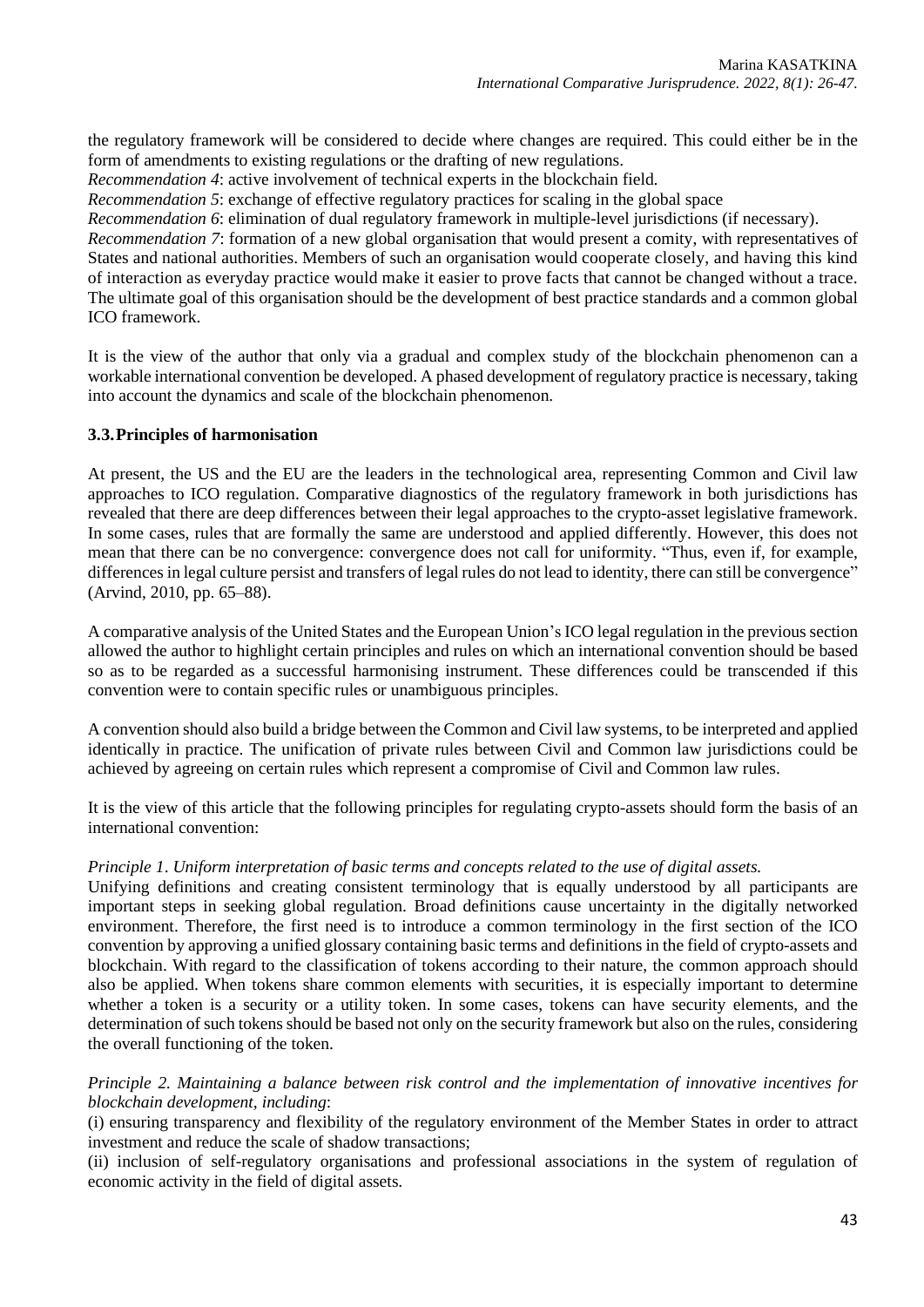the regulatory framework will be considered to decide where changes are required. This could either be in the form of amendments to existing regulations or the drafting of new regulations.

*Recommendation 4*: active involvement of technical experts in the blockchain field.

*Recommendation 5*: exchange of effective regulatory practices for scaling in the global space

*Recommendation 6*: elimination of dual regulatory framework in multiple-level jurisdictions (if necessary).

*Recommendation 7*: formation of a new global organisation that would present a comity, with representatives of States and national authorities. Members of such an organisation would cooperate closely, and having this kind of interaction as everyday practice would make it easier to prove facts that cannot be changed without a trace. The ultimate goal of this organisation should be the development of best practice standards and a common global ICO framework.

It is the view of the author that only via a gradual and complex study of the blockchain phenomenon can a workable international convention be developed. A phased development of regulatory practice is necessary, taking into account the dynamics and scale of the blockchain phenomenon.

### 3.3. Principles of harmonisation

At present, the US and the EU are the leaders in the technological area, representing Common and Civil law approaches to ICO regulation. Comparative diagnostics of the regulatory framework in both jurisdictions has revealed that there are deep differences between their legal approaches to the crypto-asset legislative framework. In some cases, rules that are formally the same are understood and applied differently. However, this does not mean that there can be no convergence: convergence does not call for uniformity. "Thus, even if, for example, differences in legal culture persist and transfers of legal rules do not lead to identity, there can still be convergence" (Arvind, 2010, pp. 65–88).

A comparative analysis of the United States and the European Union's ICO legal regulation in the previous section allowed the author to highlight certain principles and rules on which an international convention should be based so as to be regarded as a successful harmonising instrument. These differences could be transcended if this convention were to contain specific rules or unambiguous principles.

A convention should also build a bridge between the Common and Civil law systems, to be interpreted and applied identically in practice. The unification of private rules between Civil and Common law jurisdictions could be achieved by agreeing on certain rules which represent a compromise of Civil and Common law rules.

It is the view of this article that the following principles for regulating crypto-assets should form the basis of an international convention:

*Principle 1. Uniform interpretation of basic terms and concepts related to the use of digital assets.*

Unifying definitions and creating consistent terminology that is equally understood by all participants are important steps in seeking global regulation. Broad definitions cause uncertainty in the digitally networked environment. Therefore, the first need is to introduce a common terminology in the first section of the ICO convention by approving a unified glossary containing basic terms and definitions in the field of crypto-assets and blockchain. With regard to the classification of tokens according to their nature, the common approach should also be applied. When tokens share common elements with securities, it is especially important to determine whether a token is a security or a utility token. In some cases, tokens can have security elements, and the determination of such tokens should be based not only on the security framework but also on the rules, considering the overall functioning of the token.

*Principle 2. Maintaining a balance between risk control and the implementation of innovative incentives for blockchain development, including*:

(i) ensuring transparency and flexibility of the regulatory environment of the Member States in order to attract investment and reduce the scale of shadow transactions;

(ii) inclusion of self-regulatory organisations and professional associations in the system of regulation of economic activity in the field of digital assets.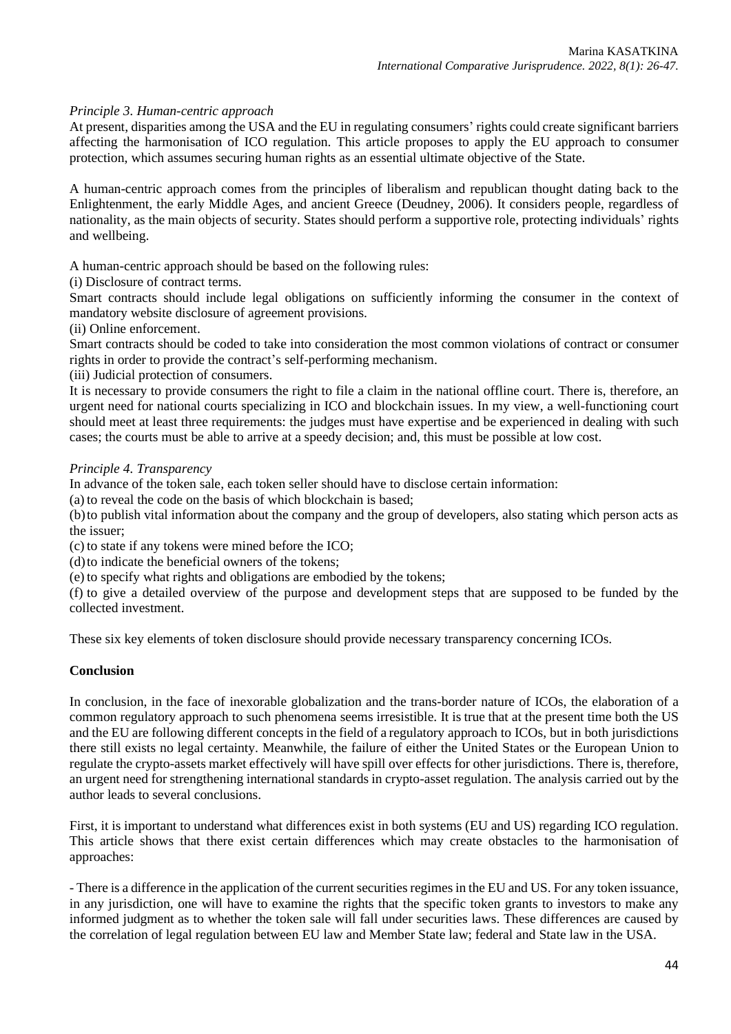*Principle 3. Human-centric approach*

At present, disparities among the USA and the EU in regulating consumers' rights could create significant barriers affecting the harmonisation of ICO regulation. This article proposes to apply the EU approach to consumer protection, which assumes securing human rights as an essential ultimate objective of the State.

A human-centric approach comes from the principles of liberalism and republican thought dating back to the Enlightenment, the early Middle Ages, and ancient Greece (Deudney, 2006). It considers people, regardless of nationality, as the main objects of security. States should perform a supportive role, protecting individuals' rights and wellbeing.

A human-centric approach should be based on the following rules:

(i) Disclosure of contract terms.

Smart contracts should include legal obligations on sufficiently informing the consumer in the context of mandatory website disclosure of agreement provisions.

(ii) Online enforcement.

Smart contracts should be coded to take into consideration the most common violations of contract or consumer rights in order to provide the contract's self-performing mechanism.

(iii) Judicial protection of consumers.

It is necessary to provide consumers the right to file a claim in the national offline court. There is, therefore, an urgent need for national courts specializing in ICO and blockchain issues. In my view, a well-functioning court should meet at least three requirements: the judges must have expertise and be experienced in dealing with such cases; the courts must be able to arrive at a speedy decision; and, this must be possible at low cost.

*Principle 4. Transparency*

In advance of the token sale, each token seller should have to disclose certain information:

(a) to reveal the code on the basis of which blockchain is based;

(b) to publish vital information about the company and the group of developers, also stating which person acts as the issuer;

(c) to state if any tokens were mined before the ICO;

(d) to indicate the beneficial owners of the tokens;

(e) to specify what rights and obligations are embodied by the tokens;

(f) to give a detailed overview of the purpose and development steps that are supposed to be funded by the collected investment.

These six key elements of token disclosure should provide necessary transparency concerning ICOs.

## Conclusion

In conclusion, in the face of inexorable globalization and the trans-border nature of ICOs, the elaboration of a common regulatory approach to such phenomena seems irresistible. It is true that at the present time both the US and the EU are following different concepts in the field of a regulatory approach to ICOs, but in both jurisdictions there still exists no legal certainty. Meanwhile, the failure of either the United States or the European Union to regulate the crypto-assets market effectively will have spill over effects for other jurisdictions. There is, therefore, an urgent need for strengthening international standards in crypto-asset regulation. The analysis carried out by the author leads to several conclusions.

First, it is important to understand what differences exist in both systems (EU and US) regarding ICO regulation. This article shows that there exist certain differences which may create obstacles to the harmonisation of approaches:

- There is a difference in the application of the current securities regimes in the EU and US. For any token issuance, in any jurisdiction, one will have to examine the rights that the specific token grants to investors to make any informed judgment as to whether the token sale will fall under securities laws. These differences are caused by the correlation of legal regulation between EU law and Member State law; federal and State law in the USA.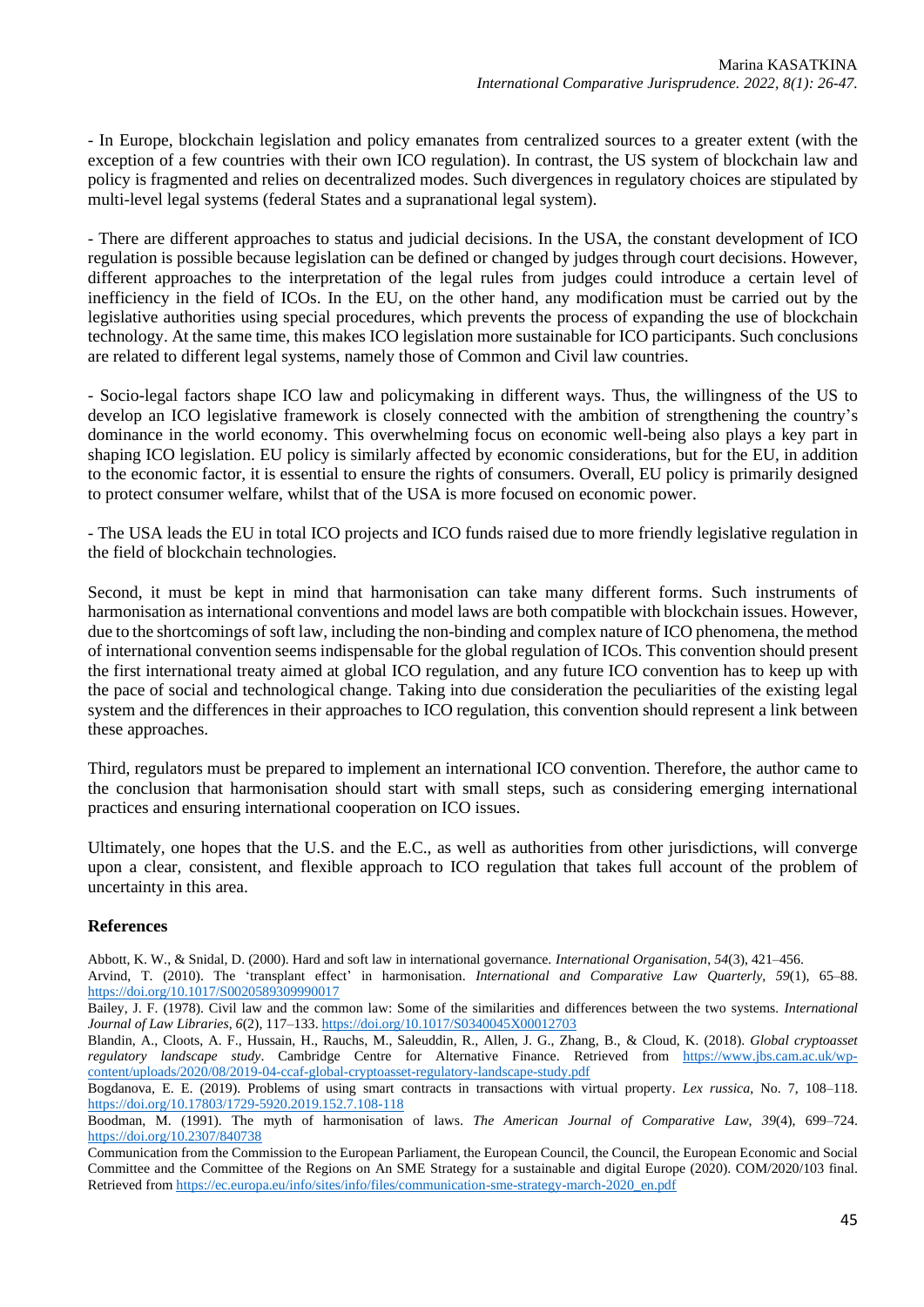- In Europe, blockchain legislation and policy emanates from centralized sources to a greater extent (with the exception of a few countries with their own ICO regulation). In contrast, the US system of blockchain law and policy is fragmented and relies on decentralized modes. Such divergences in regulatory choices are stipulated by multi-level legal systems (federal States and a supranational legal system).

- There are different approaches to status and judicial decisions. In the USA, the constant development of ICO regulation is possible because legislation can be defined or changed by judges through court decisions. However, different approaches to the interpretation of the legal rules from judges could introduce a certain level of inefficiency in the field of ICOs. In the EU, on the other hand, any modification must be carried out by the legislative authorities using special procedures, which prevents the process of expanding the use of blockchain technology. At the same time, this makes ICO legislation more sustainable for ICO participants. Such conclusions are related to different legal systems, namely those of Common and Civil law countries.

- Socio-legal factors shape ICO law and policymaking in different ways. Thus, the willingness of the US to develop an ICO legislative framework is closely connected with the ambition of strengthening the country's dominance in the world economy. This overwhelming focus on economic well-being also plays a key part in shaping ICO legislation. EU policy is similarly affected by economic considerations, but for the EU, in addition to the economic factor, it is essential to ensure the rights of consumers. Overall, EU policy is primarily designed to protect consumer welfare, whilst that of the USA is more focused on economic power.

- The USA leads the EU in total ICO projects and ICO funds raised due to more friendly legislative regulation in the field of blockchain technologies.

Second, it must be kept in mind that harmonisation can take many different forms. Such instruments of harmonisation as international conventions and model laws are both compatible with blockchain issues. However, due to the shortcomings of soft law, including the non-binding and complex nature of ICO phenomena, the method of international convention seems indispensable for the global regulation of ICOs. This convention should present the first international treaty aimed at global ICO regulation, and any future ICO convention has to keep up with the pace of social and technological change. Taking into due consideration the peculiarities of the existing legal system and the differences in their approaches to ICO regulation, this convention should represent a link between these approaches.

Third, regulators must be prepared to implement an international ICO convention. Therefore, the author came to the conclusion that harmonisation should start with small steps, such as considering emerging international practices and ensuring international cooperation on ICO issues.

Ultimately, one hopes that the U.S. and the E.C., as well as authorities from other jurisdictions, will converge upon a clear, consistent, and flexible approach to ICO regulation that takes full account of the problem of uncertainty in this area.

## References

Abbott, K. W., & Snidal, D. (2000). Hard and soft law in international governance. *International Organisation*, *54*(3), 421–456.

Arvind, T. (2010). The 'transplant effect' in harmonisation. *International and Comparative Law Quarterly*, *59*(1), 65–88. https://doi.org/10.1017/S0020589309990017

Bailey, J. F. (1978). Civil law and the common law: Some of the similarities and differences between the two systems. *International Journal of Law Libraries*, *6*(2), 117–133. https://doi.org/10.1017/S0340045X00012703

Blandin, A., Cloots, A. F., Hussain, H., Rauchs, M., Saleuddin, R., Allen, J. G., Zhang, B., & Cloud, K. (2018). *Global cryptoasset regulatory landscape study*. Cambridge Centre for Alternative Finance. Retrieved from https://www.jbs.cam.ac.uk/wp-content/uploads/2020/08/2019-04-ccaf-global-cryptoasset-regulatory-landscape-study.pdf

Bogdanova, E. E. (2019). Problems of using smart contracts in transactions with virtual property. *Lex russica*, No. 7, 108–118. https://doi.org/10.17803/1729-5920.2019.152.7.108-118

Boodman, M. (1991). The myth of harmonisation of laws. *The American Journal of Comparative Law*, *39*(4), 699–724. https://doi.org/10.2307/840738

Communication from the Commission to the European Parliament, the European Council, the Council, the European Economic and Social Committee and the Committee of the Regions on An SME Strategy for a sustainable and digital Europe (2020). COM/2020/103 final. Retrieved from https://ec.europa.eu/info/sites/info/files/communication-sme-strategy-march-2020_en.pdf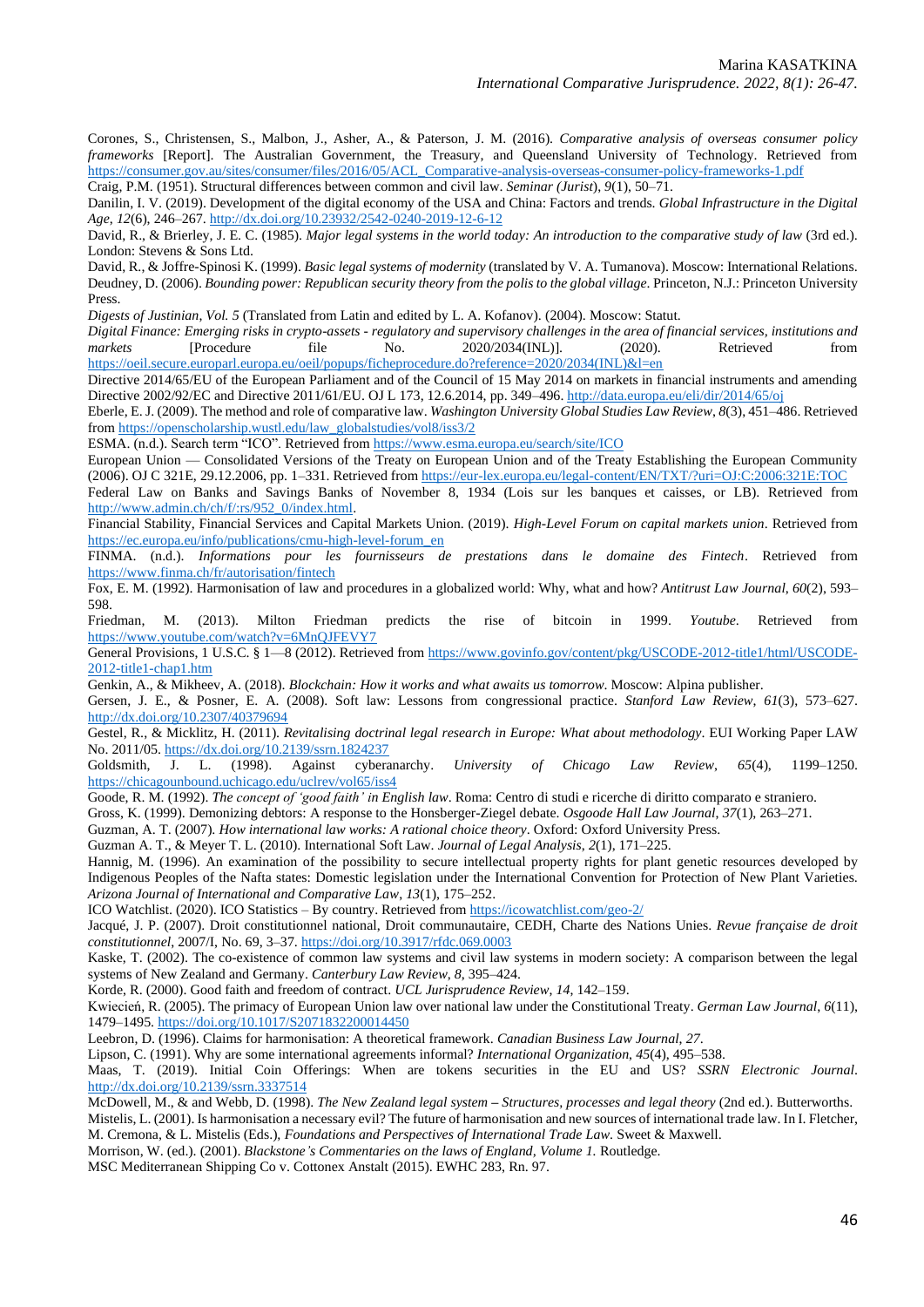Corones, S., Christensen, S., Malbon, J., Asher, A., & Paterson, J. M. (2016). *Comparative analysis of overseas consumer policy frameworks* [Report]. The Australian Government, the Treasury, and Queensland University of Technology. Retrieved from https://consumer.gov.au/sites/consumer/files/2016/05/ACL_Comparative-analysis-overseas-consumer-policy-frameworks-1.pdf

Craig, P.M. (1951). Structural differences between common and civil law. *Seminar (Jurist)*, *9*(1), 50–71.

Danilin, I. V. (2019). Development of the digital economy of the USA and China: Factors and trends. *Global Infrastructure in the Digital Age*, *12*(6), 246–267. http://dx.doi.org/10.23932/2542-0240-2019-12-6-12

David, R., & Brierley, J. E. C. (1985). *Major legal systems in the world today: An introduction to the comparative study of law* (3rd ed.). London: Stevens & Sons Ltd.

David, R., & Joffre-Spinosi K. (1999). *Basic legal systems of modernity* (translated by V. A. Tumanova). Moscow: International Relations.

Deudney, D. (2006). *Bounding power: Republican security theory from the polis to the global village*. Princeton, N.J.: Princeton University Press.

*Digests of Justinian*, *Vol. 5* (Translated from Latin and edited by L. A. Kofanov). (2004). Moscow: Statut.

*Digital Finance: Emerging risks in crypto-assets - regulatory and supervisory challenges in the area of financial services, institutions and markets* [Procedure file No. 2020/2034(INL)]. (2020). Retrieved from https://oeil.secure.europarl.europa.eu/oeil/popups/ficheprocedure.do?reference=2020/2034(INL)&l=en

Directive 2014/65/EU of the European Parliament and of the Council of 15 May 2014 on markets in financial instruments and amending Directive 2002/92/EC and Directive 2011/61/EU. OJ L 173, 12.6.2014, pp. 349–496. http://data.europa.eu/eli/dir/2014/65/oj

Eberle, E. J. (2009). The method and role of comparative law. *Washington University Global Studies Law Review*, *8*(3), 451–486. Retrieved from https://openscholarship.wustl.edu/law_globalstudies/vol8/iss3/2

ESMA. (n.d.). Search term "ICO". Retrieved from https://www.esma.europa.eu/search/site/ICO

European Union — Consolidated Versions of the Treaty on European Union and of the Treaty Establishing the European Community (2006). OJ C 321E, 29.12.2006, pp. 1–331. Retrieved from https://eur-lex.europa.eu/legal-content/EN/TXT/?uri=OJ:C:2006:321E:TOC

Federal Law on Banks and Savings Banks of November 8, 1934 (Lois sur les banques et caisses, or LB). Retrieved from http://www.admin.ch/ch/f/:rs/952_0/index.html.

Financial Stability, Financial Services and Capital Markets Union. (2019). *High-Level Forum on capital markets union*. Retrieved from https://ec.europa.eu/info/publications/cmu-high-level-forum_en

FINMA. (n.d.). *Informations pour les fournisseurs de prestations dans le domaine des Fintech*. Retrieved from https://www.finma.ch/fr/autorisation/fintech

Fox, E. M. (1992). Harmonisation of law and procedures in a globalized world: Why, what and how? *Antitrust Law Journal*, *60*(2), 593–598.

Friedman, M. (2013). Milton Friedman predicts the rise of bitcoin in 1999. *Youtube*. Retrieved from https://www.youtube.com/watch?v=6MnQJFEVY7

General Provisions, 1 U.S.C. § 1—8 (2012). Retrieved from https://www.govinfo.gov/content/pkg/USCODE-2012-title1/html/USCODE-2012-title1-chap1.htm

Genkin, A., & Mikheev, A. (2018). *Blockchain: How it works and what awaits us tomorrow*. Moscow: Alpina publisher.

Gersen, J. E., & Posner, E. A. (2008). Soft law: Lessons from congressional practice. *Stanford Law Review*, *61*(3), 573–627. http://dx.doi.org/10.2307/40379694

Gestel, R., & Micklitz, H. (2011). *Revitalising doctrinal legal research in Europe: What about methodology*. EUI Working Paper LAW No. 2011/05. https://dx.doi.org/10.2139/ssrn.1824237

Goldsmith, J. L. (1998). Against cyberanarchy. *University of Chicago Law Review*, *65*(4), 1199–1250. https://chicagounbound.uchicago.edu/uclrev/vol65/iss4

Goode, R. M. (1992). *The concept of 'good faith' in English law*. Roma: Centro di studi e ricerche di diritto comparato e straniero.

Gross, K. (1999). Demonizing debtors: A response to the Honsberger-Ziegel debate. *Osgoode Hall Law Journal*, *37*(1), 263–271.

Guzman, A. T. (2007). *How international law works: A rational choice theory*. Oxford: Oxford University Press.

Guzman A. T., & Meyer T. L. (2010). International Soft Law. *Journal of Legal Analysis*, *2*(1), 171–225.

Hannig, M. (1996). An examination of the possibility to secure intellectual property rights for plant genetic resources developed by Indigenous Peoples of the Nafta states: Domestic legislation under the International Convention for Protection of New Plant Varieties. *Arizona Journal of International and Comparative Law*, *13*(1), 175–252.

ICO Watchlist. (2020). ICO Statistics – By country. Retrieved from https://icowatchlist.com/geo-2/

Jacqué, J. P. (2007). Droit constitutionnel national, Droit communautaire, CEDH, Charte des Nations Unies. *Revue française de droit constitutionnel*, 2007/I, No. 69, 3–37. https://doi.org/10.3917/rfdc.069.0003

Kaske, T. (2002). The co-existence of common law systems and civil law systems in modern society: A comparison between the legal systems of New Zealand and Germany. *Canterbury Law Review*, *8*, 395–424.

Korde, R. (2000). Good faith and freedom of contract. *UCL Jurisprudence Review*, *14*, 142–159.

Kwiecień, R. (2005). The primacy of European Union law over national law under the Constitutional Treaty. *German Law Journal*, *6*(11), 1479–1495. https://doi.org/10.1017/S2071832200014450

Leebron, D. (1996). Claims for harmonisation: A theoretical framework. *Canadian Business Law Journal*, *27*.

Lipson, C. (1991). Why are some international agreements informal? *International Organization*, *45*(4), 495–538.

Maas, T. (2019). Initial Coin Offerings: When are tokens securities in the EU and US? *SSRN Electronic Journal*. http://dx.doi.org/10.2139/ssrn.3337514

McDowell, M., & and Webb, D. (1998). *The New Zealand legal system – Structures, processes and legal theory* (2nd ed.). Butterworths.

Mistelis, L. (2001). Is harmonisation a necessary evil? The future of harmonisation and new sources of international trade law. In I. Fletcher, M. Cremona, & L. Mistelis (Eds.), *Foundations and Perspectives of International Trade Law*. Sweet & Maxwell.

Morrison, W. (ed.). (2001). *Blackstone's Commentaries on the laws of England, Volume 1*. Routledge.

MSC Mediterranean Shipping Co v. Cottonex Anstalt (2015). EWHC 283, Rn. 97.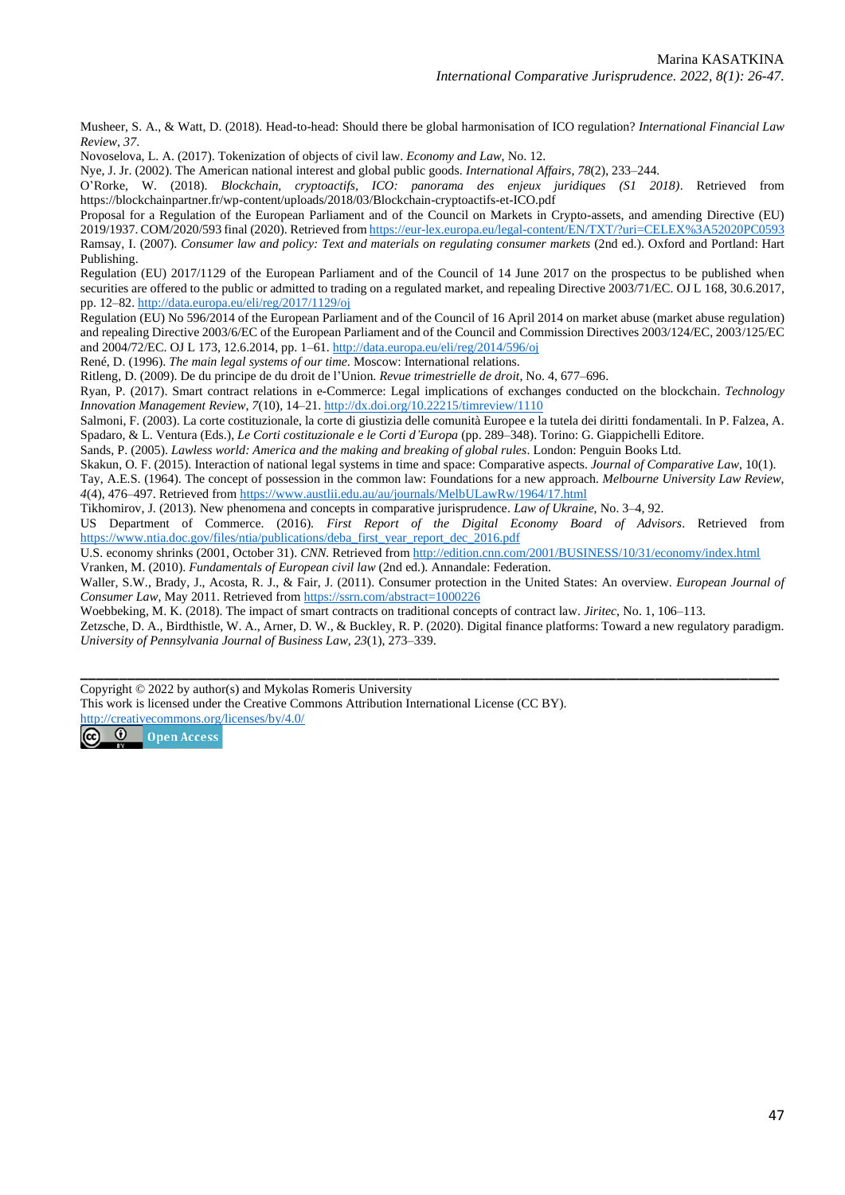Musheer, S. A., & Watt, D. (2018). Head-to-head: Should there be global harmonisation of ICO regulation? *International Financial Law Review*, *37*.

Novoselova, L. A. (2017). Tokenization of objects of civil law. *Economy and Law*, No. 12.

Nye, J. Jr. (2002). The American national interest and global public goods. *International Affairs*, *78*(2), 233–244.

O'Rorke, W. (2018). *Blockchain, cryptoactifs, ICO: panorama des enjeux juridiques (S1 2018)*. Retrieved from https://blockchainpartner.fr/wp-content/uploads/2018/03/Blockchain-cryptoactifs-et-ICO.pdf

Proposal for a Regulation of the European Parliament and of the Council on Markets in Crypto-assets, and amending Directive (EU) 2019/1937. COM/2020/593 final (2020). Retrieved from https://eur-lex.europa.eu/legal-content/EN/TXT/?uri=CELEX%3A52020PC0593

Ramsay, I. (2007). *Consumer law and policy: Text and materials on regulating consumer markets* (2nd ed.). Oxford and Portland: Hart Publishing.

Regulation (EU) 2017/1129 of the European Parliament and of the Council of 14 June 2017 on the prospectus to be published when securities are offered to the public or admitted to trading on a regulated market, and repealing Directive 2003/71/EC. OJ L 168, 30.6.2017, pp. 12–82. http://data.europa.eu/eli/reg/2017/1129/oj

Regulation (EU) No 596/2014 of the European Parliament and of the Council of 16 April 2014 on market abuse (market abuse regulation) and repealing Directive 2003/6/EC of the European Parliament and of the Council and Commission Directives 2003/124/EC, 2003/125/EC and 2004/72/EC. OJ L 173, 12.6.2014, pp. 1–61. http://data.europa.eu/eli/reg/2014/596/oj

René, D. (1996). *The main legal systems of our time.* Moscow: International relations.

Ritleng, D. (2009). De du principe de du droit de l'Union. *Revue trimestrielle de droit*, No. 4, 677–696.

Ryan, P. (2017). Smart contract relations in e-Commerce: Legal implications of exchanges conducted on the blockchain. *Technology Innovation Management Review*, *7*(10), 14–21. http://dx.doi.org/10.22215/timreview/1110

Salmoni, F. (2003). La corte costituzionale, la corte di giustizia delle comunità Europee e la tutela dei diritti fondamentali. In P. Falzea, A. Spadaro, & L. Ventura (Eds.), *Le Corti costituzionale e le Corti d'Europa* (pp. 289–348). Torino: G. Giappichelli Editore.

Sands, P. (2005). *Lawless world: America and the making and breaking of global rules*. London: Penguin Books Ltd.

Skakun, O. F. (2015). Interaction of national legal systems in time and space: Comparative aspects. *Journal of Comparative Law*, 10(1).

Tay, A.E.S. (1964). The concept of possession in the common law: Foundations for a new approach. *Melbourne University Law Review*, *4*(4), 476–497. Retrieved from https://www.austlii.edu.au/au/journals/MelbULawRw/1964/17.html

Tikhomirov, J. (2013). New phenomena and concepts in comparative jurisprudence. *Law of Ukraine*, No. 3–4, 92.

US Department of Commerce. (2016). *First Report of the Digital Economy Board of Advisors*. Retrieved from https://www.ntia.doc.gov/files/ntia/publications/deba_first_year_report_dec_2016.pdf

U.S. economy shrinks (2001, October 31). *CNN.* Retrieved from http://edition.cnn.com/2001/BUSINESS/10/31/economy/index.html

Vranken, M. (2010). *Fundamentals of European civil law* (2nd ed.). Annandale: Federation.

Waller, S.W., Brady, J., Acosta, R. J., & Fair, J. (2011). Consumer protection in the United States: An overview. *European Journal of Consumer Law*, May 2011. Retrieved from https://ssrn.com/abstract=1000226

Woebbeking, M. K. (2018). The impact of smart contracts on traditional concepts of contract law. *Jiritec*, No. 1, 106–113.

Zetzsche, D. A., Birdthistle, W. A., Arner, D. W., & Buckley, R. P. (2020). Digital finance platforms: Toward a new regulatory paradigm. *University of Pennsylvania Journal of Business Law, 23*(1), 273–339.

---

Copyright © 2022 by author(s) and Mykolas Romeris University
This work is licensed under the Creative Commons Attribution International License (CC BY).
http://creativecommons.org/licenses/by/4.0/

Open Access